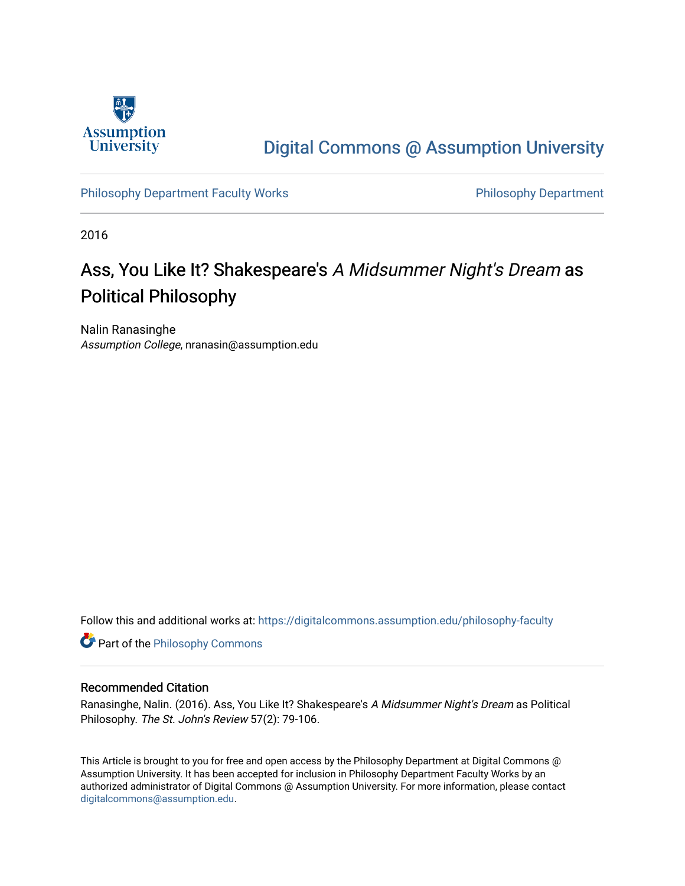Assumption University

Digital Commons @ Assumption University

Philosophy Department Faculty Works

Philosophy Department

2016

# Ass, You Like It? Shakespeare's *A Midsummer Night's Dream* as Political Philosophy

Nalin Ranasinghe
*Assumption College*, nranasin@assumption.edu

Follow this and additional works at: https://digitalcommons.assumption.edu/philosophy-faculty

Part of the Philosophy Commons

## Recommended Citation

Ranasinghe, Nalin. (2016). Ass, You Like It? Shakespeare's *A Midsummer Night's Dream* as Political Philosophy. *The St. John's Review* 57(2): 79-106.

This Article is brought to you for free and open access by the Philosophy Department at Digital Commons @ Assumption University. It has been accepted for inclusion in Philosophy Department Faculty Works by an authorized administrator of Digital Commons @ Assumption University. For more information, please contact digitalcommons@assumption.edu.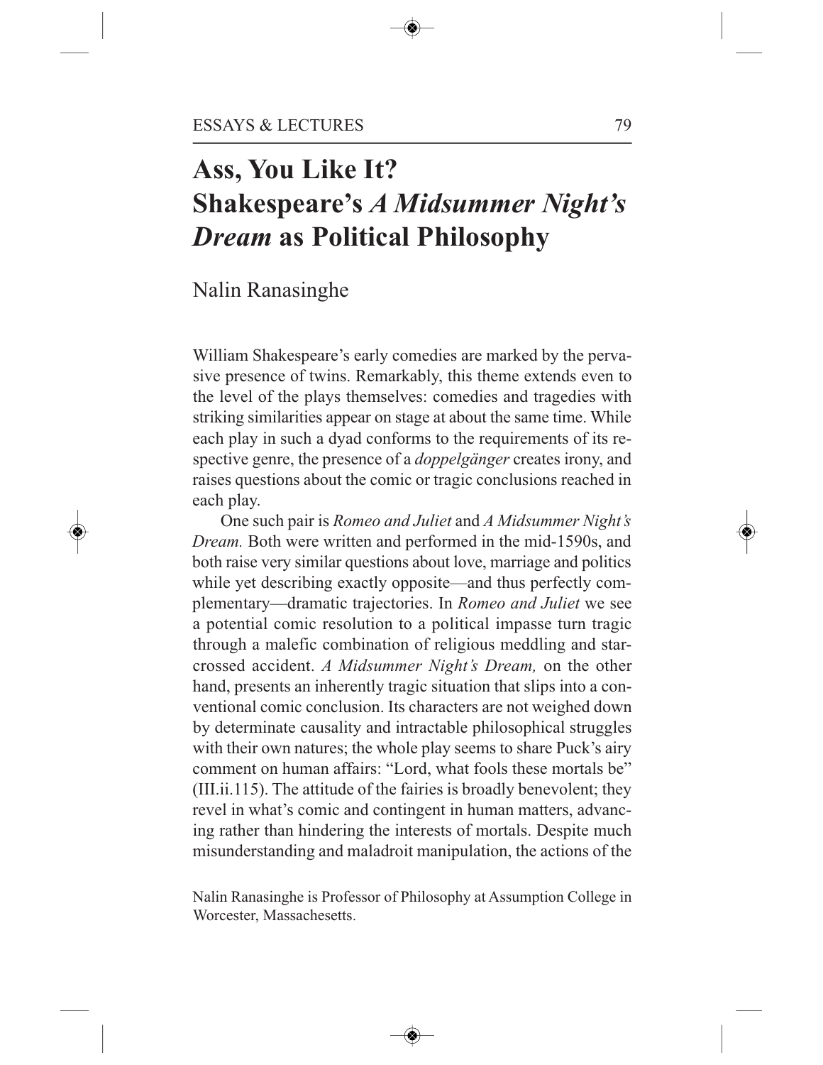# Ass, You Like It? Shakespeare's *A Midsummer Night's Dream* as Political Philosophy

Nalin Ranasinghe

William Shakespeare's early comedies are marked by the pervasive presence of twins. Remarkably, this theme extends even to the level of the plays themselves: comedies and tragedies with striking similarities appear on stage at about the same time. While each play in such a dyad conforms to the requirements of its respective genre, the presence of a *doppelgänger* creates irony, and raises questions about the comic or tragic conclusions reached in each play.

One such pair is *Romeo and Juliet* and *A Midsummer Night's Dream.* Both were written and performed in the mid-1590s, and both raise very similar questions about love, marriage and politics while yet describing exactly opposite—and thus perfectly complementary—dramatic trajectories. In *Romeo and Juliet* we see a potential comic resolution to a political impasse turn tragic through a malefic combination of religious meddling and star-crossed accident. *A Midsummer Night's Dream,* on the other hand, presents an inherently tragic situation that slips into a conventional comic conclusion. Its characters are not weighed down by determinate causality and intractable philosophical struggles with their own natures; the whole play seems to share Puck's airy comment on human affairs: "Lord, what fools these mortals be" (III.ii.115). The attitude of the fairies is broadly benevolent; they revel in what's comic and contingent in human matters, advancing rather than hindering the interests of mortals. Despite much misunderstanding and maladroit manipulation, the actions of the

Nalin Ranasinghe is Professor of Philosophy at Assumption College in Worcester, Massachesetts.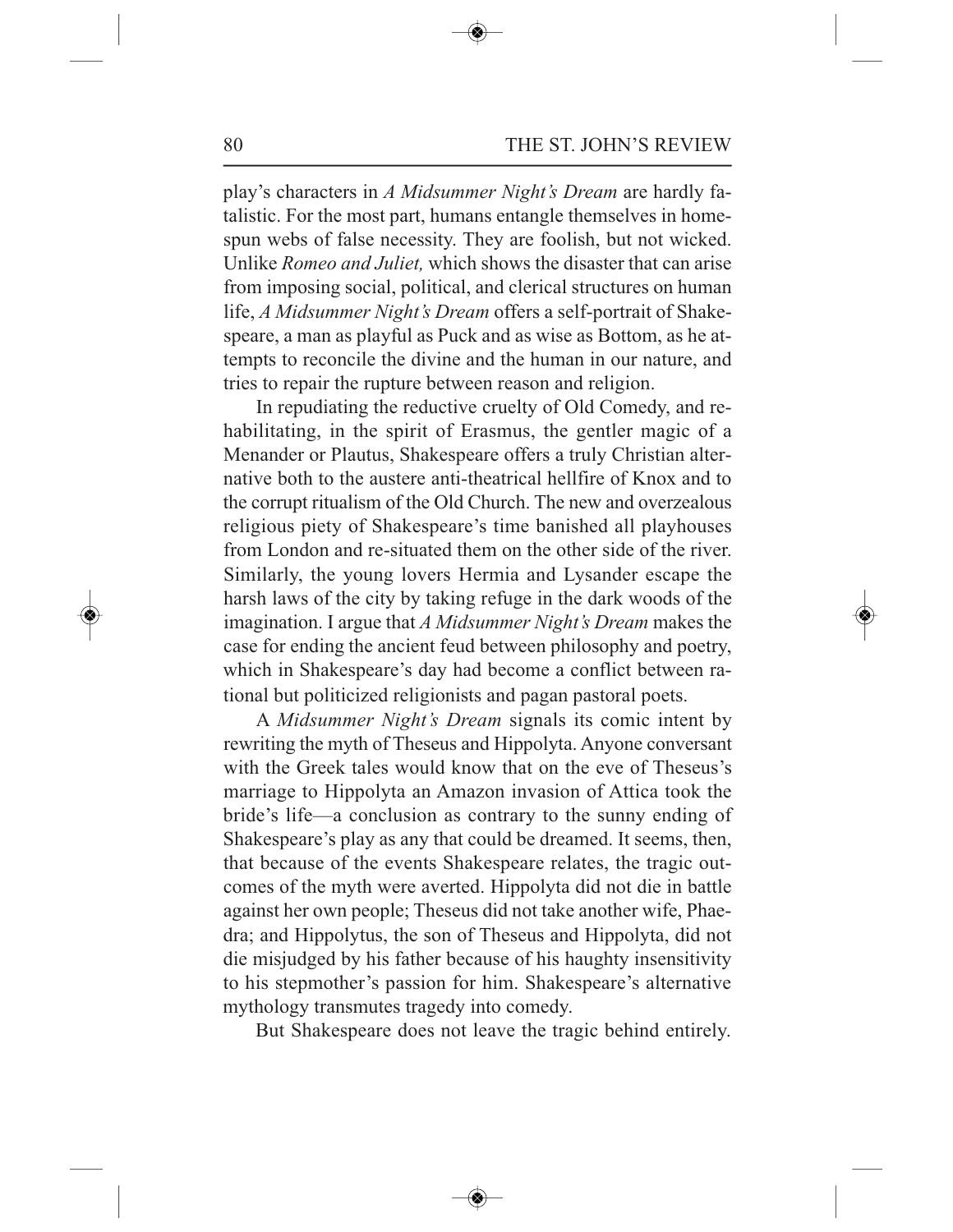play's characters in *A Midsummer Night's Dream* are hardly fatalistic. For the most part, humans entangle themselves in homespun webs of false necessity. They are foolish, but not wicked. Unlike *Romeo and Juliet,* which shows the disaster that can arise from imposing social, political, and clerical structures on human life, *A Midsummer Night's Dream* offers a self-portrait of Shakespeare, a man as playful as Puck and as wise as Bottom, as he attempts to reconcile the divine and the human in our nature, and tries to repair the rupture between reason and religion.

In repudiating the reductive cruelty of Old Comedy, and rehabilitating, in the spirit of Erasmus, the gentler magic of a Menander or Plautus, Shakespeare offers a truly Christian alternative both to the austere anti-theatrical hellfire of Knox and to the corrupt ritualism of the Old Church. The new and overzealous religious piety of Shakespeare's time banished all playhouses from London and re-situated them on the other side of the river. Similarly, the young lovers Hermia and Lysander escape the harsh laws of the city by taking refuge in the dark woods of the imagination. I argue that *A Midsummer Night's Dream* makes the case for ending the ancient feud between philosophy and poetry, which in Shakespeare's day had become a conflict between rational but politicized religionists and pagan pastoral poets.

A *Midsummer Night's Dream* signals its comic intent by rewriting the myth of Theseus and Hippolyta. Anyone conversant with the Greek tales would know that on the eve of Theseus's marriage to Hippolyta an Amazon invasion of Attica took the bride's life—a conclusion as contrary to the sunny ending of Shakespeare's play as any that could be dreamed. It seems, then, that because of the events Shakespeare relates, the tragic outcomes of the myth were averted. Hippolyta did not die in battle against her own people; Theseus did not take another wife, Phaedra; and Hippolytus, the son of Theseus and Hippolyta, did not die misjudged by his father because of his haughty insensitivity to his stepmother's passion for him. Shakespeare's alternative mythology transmutes tragedy into comedy.

But Shakespeare does not leave the tragic behind entirely.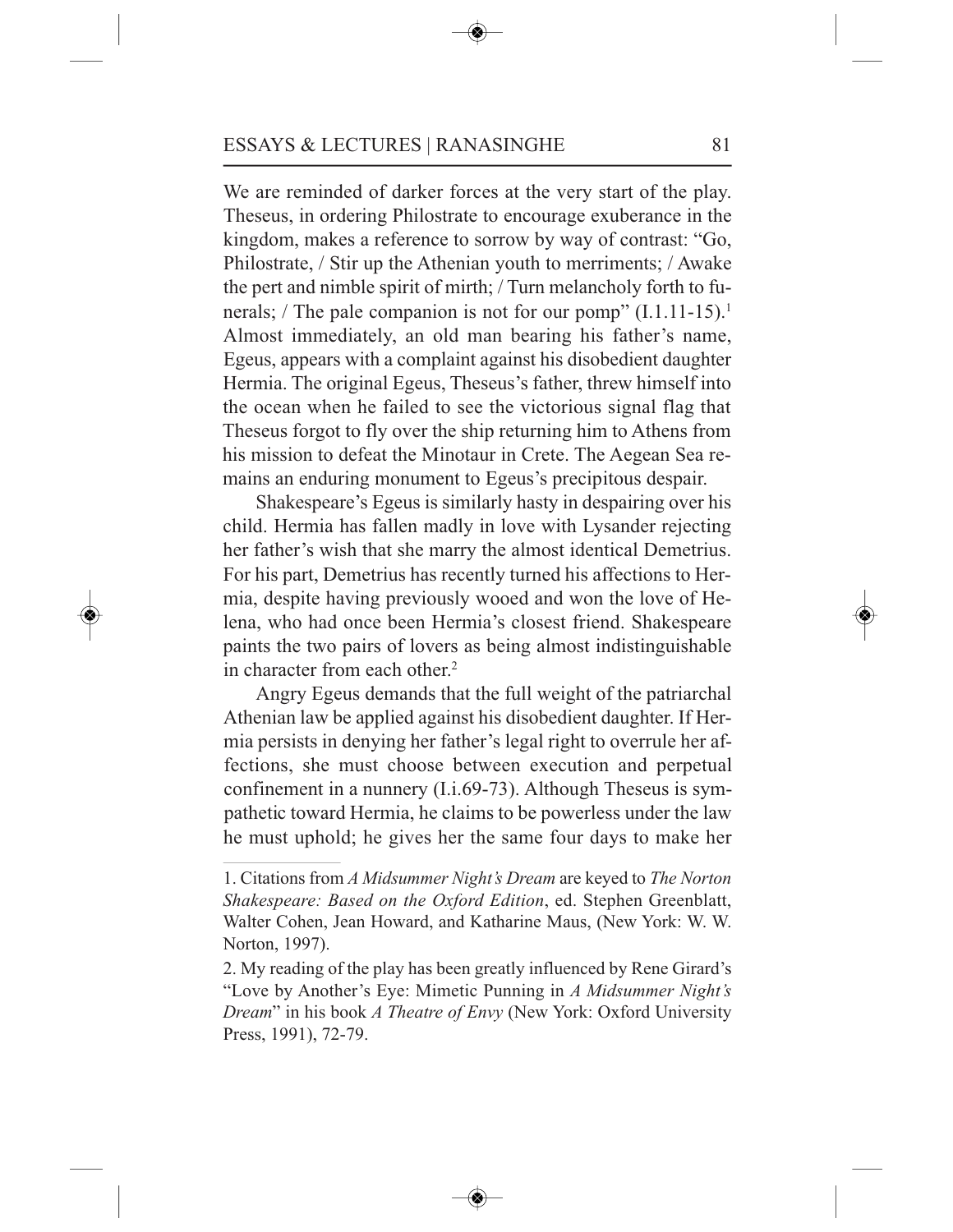We are reminded of darker forces at the very start of the play. Theseus, in ordering Philostrate to encourage exuberance in the kingdom, makes a reference to sorrow by way of contrast: "Go, Philostrate, / Stir up the Athenian youth to merriments; / Awake the pert and nimble spirit of mirth; / Turn melancholy forth to funerals; / The pale companion is not for our pomp" (I.1.11-15).[1] Almost immediately, an old man bearing his father's name, Egeus, appears with a complaint against his disobedient daughter Hermia. The original Egeus, Theseus's father, threw himself into the ocean when he failed to see the victorious signal flag that Theseus forgot to fly over the ship returning him to Athens from his mission to defeat the Minotaur in Crete. The Aegean Sea remains an enduring monument to Egeus's precipitous despair.

Shakespeare's Egeus is similarly hasty in despairing over his child. Hermia has fallen madly in love with Lysander rejecting her father's wish that she marry the almost identical Demetrius. For his part, Demetrius has recently turned his affections to Hermia, despite having previously wooed and won the love of Helena, who had once been Hermia's closest friend. Shakespeare paints the two pairs of lovers as being almost indistinguishable in character from each other.[2]

Angry Egeus demands that the full weight of the patriarchal Athenian law be applied against his disobedient daughter. If Hermia persists in denying her father's legal right to overrule her affections, she must choose between execution and perpetual confinement in a nunnery (I.i.69-73). Although Theseus is sympathetic toward Hermia, he claims to be powerless under the law he must uphold; he gives her the same four days to make her

---

1. Citations from *A Midsummer Night's Dream* are keyed to *The Norton Shakespeare: Based on the Oxford Edition*, ed. Stephen Greenblatt, Walter Cohen, Jean Howard, and Katharine Maus, (New York: W. W. Norton, 1997).

2. My reading of the play has been greatly influenced by Rene Girard's "Love by Another's Eye: Mimetic Punning in *A Midsummer Night's Dream*" in his book *A Theatre of Envy* (New York: Oxford University Press, 1991), 72-79.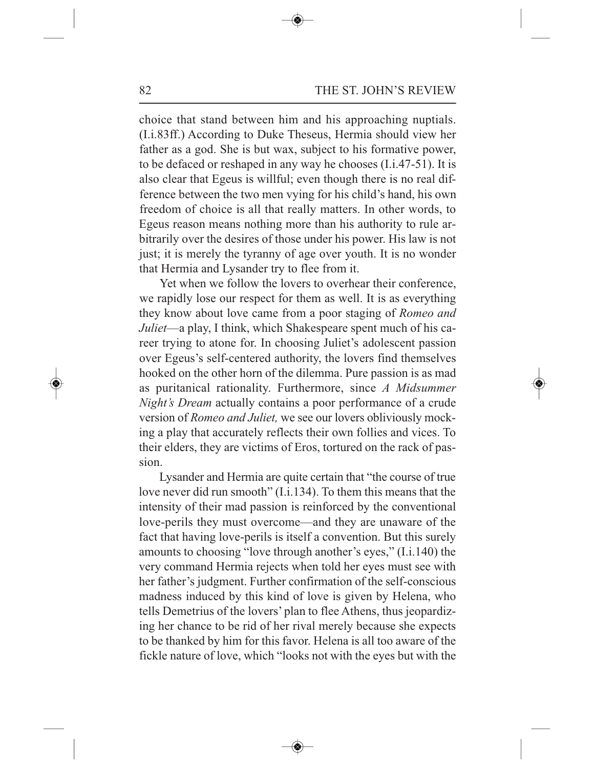choice that stand between him and his approaching nuptials. (I.i.83ff.) According to Duke Theseus, Hermia should view her father as a god. She is but wax, subject to his formative power, to be defaced or reshaped in any way he chooses (I.i.47-51). It is also clear that Egeus is willful; even though there is no real difference between the two men vying for his child's hand, his own freedom of choice is all that really matters. In other words, to Egeus reason means nothing more than his authority to rule arbitrarily over the desires of those under his power. His law is not just; it is merely the tyranny of age over youth. It is no wonder that Hermia and Lysander try to flee from it.

Yet when we follow the lovers to overhear their conference, we rapidly lose our respect for them as well. It is as everything they know about love came from a poor staging of *Romeo and Juliet*—a play, I think, which Shakespeare spent much of his career trying to atone for. In choosing Juliet's adolescent passion over Egeus's self-centered authority, the lovers find themselves hooked on the other horn of the dilemma. Pure passion is as mad as puritanical rationality. Furthermore, since *A Midsummer Night's Dream* actually contains a poor performance of a crude version of *Romeo and Juliet,* we see our lovers obliviously mocking a play that accurately reflects their own follies and vices. To their elders, they are victims of Eros, tortured on the rack of passion.

Lysander and Hermia are quite certain that "the course of true love never did run smooth" (I.i.134). To them this means that the intensity of their mad passion is reinforced by the conventional love-perils they must overcome—and they are unaware of the fact that having love-perils is itself a convention. But this surely amounts to choosing "love through another's eyes," (I.i.140) the very command Hermia rejects when told her eyes must see with her father's judgment. Further confirmation of the self-conscious madness induced by this kind of love is given by Helena, who tells Demetrius of the lovers' plan to flee Athens, thus jeopardizing her chance to be rid of her rival merely because she expects to be thanked by him for this favor. Helena is all too aware of the fickle nature of love, which "looks not with the eyes but with the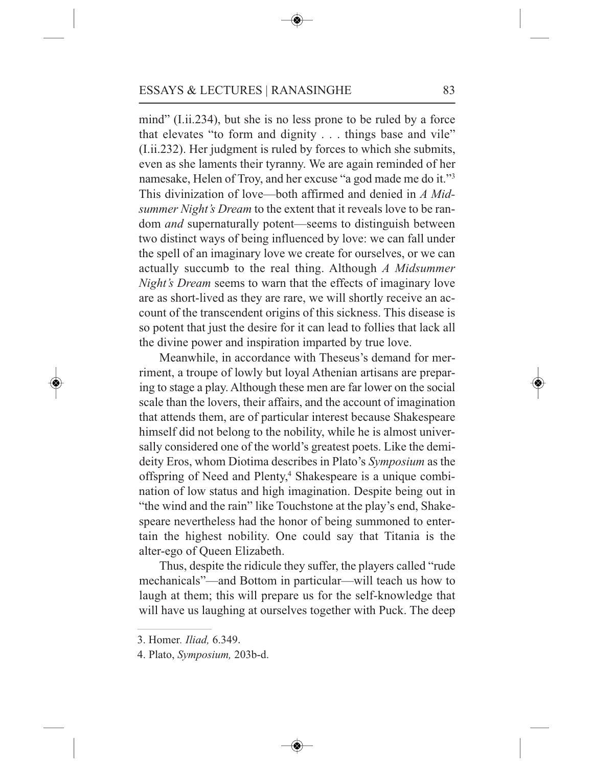mind" (I.ii.234), but she is no less prone to be ruled by a force that elevates "to form and dignity . . . things base and vile" (I.ii.232). Her judgment is ruled by forces to which she submits, even as she laments their tyranny. We are again reminded of her namesake, Helen of Troy, and her excuse "a god made me do it."[3] This divinization of love—both affirmed and denied in *A Midsummer Night's Dream* to the extent that it reveals love to be random *and* supernaturally potent—seems to distinguish between two distinct ways of being influenced by love: we can fall under the spell of an imaginary love we create for ourselves, or we can actually succumb to the real thing. Although *A Midsummer Night's Dream* seems to warn that the effects of imaginary love are as short-lived as they are rare, we will shortly receive an account of the transcendent origins of this sickness. This disease is so potent that just the desire for it can lead to follies that lack all the divine power and inspiration imparted by true love.

Meanwhile, in accordance with Theseus's demand for merriment, a troupe of lowly but loyal Athenian artisans are preparing to stage a play. Although these men are far lower on the social scale than the lovers, their affairs, and the account of imagination that attends them, are of particular interest because Shakespeare himself did not belong to the nobility, while he is almost universally considered one of the world's greatest poets. Like the demideity Eros, whom Diotima describes in Plato's *Symposium* as the offspring of Need and Plenty,[4] Shakespeare is a unique combination of low status and high imagination. Despite being out in "the wind and the rain" like Touchstone at the play's end, Shakespeare nevertheless had the honor of being summoned to entertain the highest nobility. One could say that Titania is the alter-ego of Queen Elizabeth.

Thus, despite the ridicule they suffer, the players called "rude mechanicals"—and Bottom in particular—will teach us how to laugh at them; this will prepare us for the self-knowledge that will have us laughing at ourselves together with Puck. The deep

3. Homer. *Iliad,* 6.349.

4. Plato, *Symposium,* 203b-d.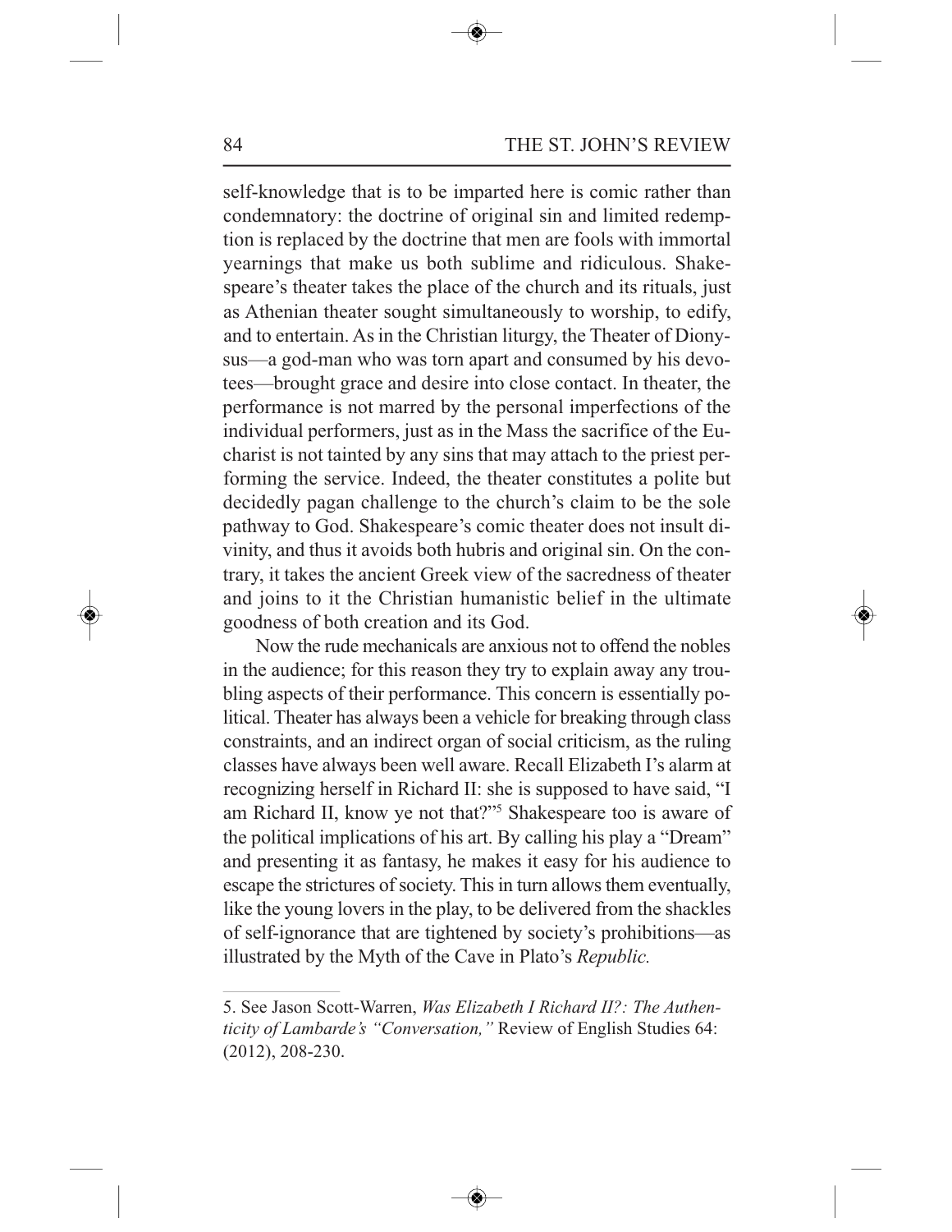self-knowledge that is to be imparted here is comic rather than condemnatory: the doctrine of original sin and limited redemption is replaced by the doctrine that men are fools with immortal yearnings that make us both sublime and ridiculous. Shakespeare's theater takes the place of the church and its rituals, just as Athenian theater sought simultaneously to worship, to edify, and to entertain. As in the Christian liturgy, the Theater of Dionysus—a god-man who was torn apart and consumed by his devotees—brought grace and desire into close contact. In theater, the performance is not marred by the personal imperfections of the individual performers, just as in the Mass the sacrifice of the Eucharist is not tainted by any sins that may attach to the priest performing the service. Indeed, the theater constitutes a polite but decidedly pagan challenge to the church's claim to be the sole pathway to God. Shakespeare's comic theater does not insult divinity, and thus it avoids both hubris and original sin. On the contrary, it takes the ancient Greek view of the sacredness of theater and joins to it the Christian humanistic belief in the ultimate goodness of both creation and its God.

Now the rude mechanicals are anxious not to offend the nobles in the audience; for this reason they try to explain away any troubling aspects of their performance. This concern is essentially political. Theater has always been a vehicle for breaking through class constraints, and an indirect organ of social criticism, as the ruling classes have always been well aware. Recall Elizabeth I's alarm at recognizing herself in Richard II: she is supposed to have said, "I am Richard II, know ye not that?"[5] Shakespeare too is aware of the political implications of his art. By calling his play a "Dream" and presenting it as fantasy, he makes it easy for his audience to escape the strictures of society. This in turn allows them eventually, like the young lovers in the play, to be delivered from the shackles of self-ignorance that are tightened by society's prohibitions—as illustrated by the Myth of the Cave in Plato's *Republic.*

---

5. See Jason Scott-Warren, *Was Elizabeth I Richard II?: The Authenticity of Lambarde's "Conversation,"* Review of English Studies 64: (2012), 208-230.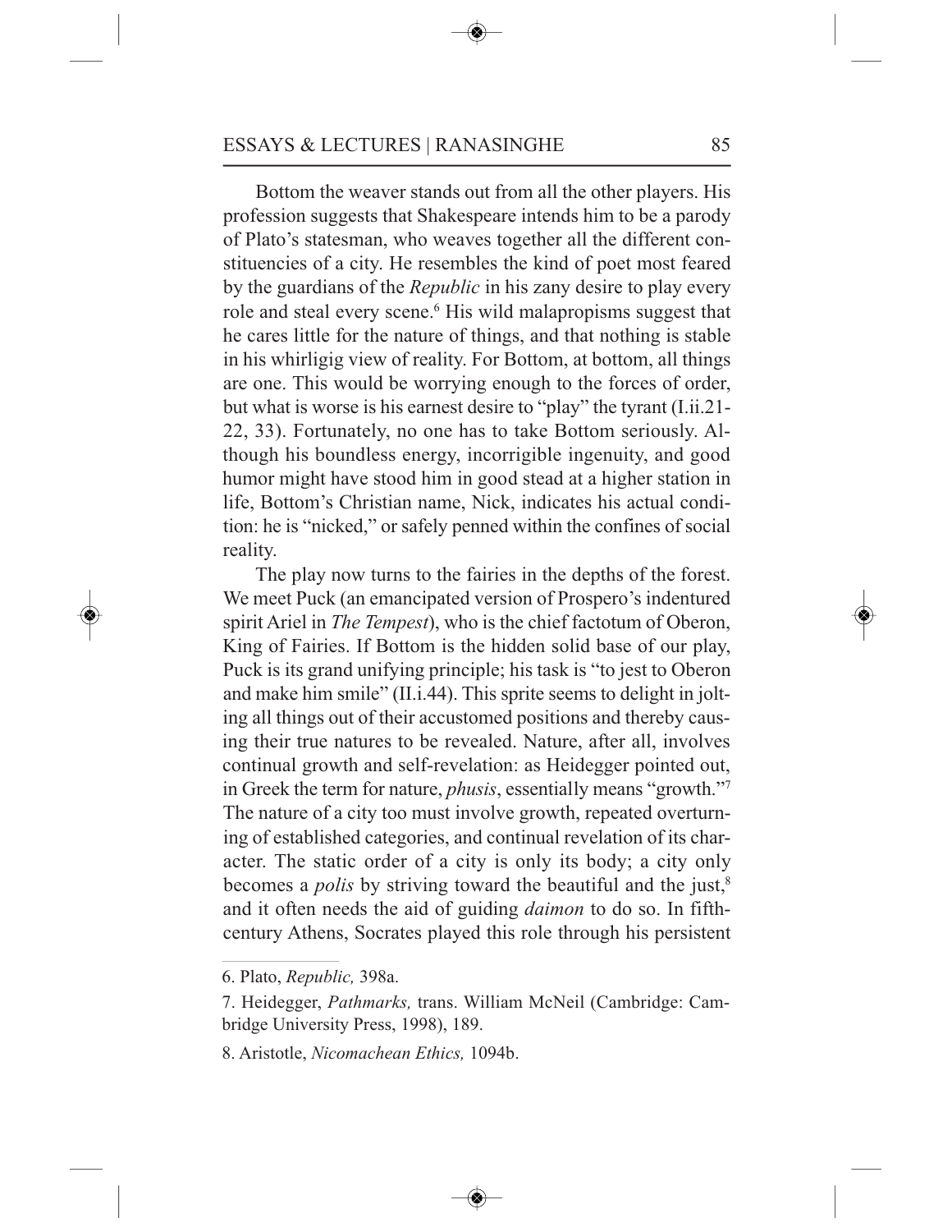Bottom the weaver stands out from all the other players. His profession suggests that Shakespeare intends him to be a parody of Plato's statesman, who weaves together all the different constituencies of a city. He resembles the kind of poet most feared by the guardians of the *Republic* in his zany desire to play every role and steal every scene.[6] His wild malapropisms suggest that he cares little for the nature of things, and that nothing is stable in his whirligig view of reality. For Bottom, at bottom, all things are one. This would be worrying enough to the forces of order, but what is worse is his earnest desire to "play" the tyrant (I.ii.21-22, 33). Fortunately, no one has to take Bottom seriously. Although his boundless energy, incorrigible ingenuity, and good humor might have stood him in good stead at a higher station in life, Bottom's Christian name, Nick, indicates his actual condition: he is "nicked," or safely penned within the confines of social reality.

The play now turns to the fairies in the depths of the forest. We meet Puck (an emancipated version of Prospero's indentured spirit Ariel in *The Tempest*), who is the chief factotum of Oberon, King of Fairies. If Bottom is the hidden solid base of our play, Puck is its grand unifying principle; his task is "to jest to Oberon and make him smile" (II.i.44). This sprite seems to delight in jolting all things out of their accustomed positions and thereby causing their true natures to be revealed. Nature, after all, involves continual growth and self-revelation: as Heidegger pointed out, in Greek the term for nature, *phusis*, essentially means "growth."[7] The nature of a city too must involve growth, repeated overturning of established categories, and continual revelation of its character. The static order of a city is only its body; a city only becomes a *polis* by striving toward the beautiful and the just,[8] and it often needs the aid of guiding *daimon* to do so. In fifth-century Athens, Socrates played this role through his persistent

---

6. Plato, *Republic,* 398a.

7. Heidegger, *Pathmarks,* trans. William McNeil (Cambridge: Cambridge University Press, 1998), 189.

8. Aristotle, *Nicomachean Ethics,* 1094b.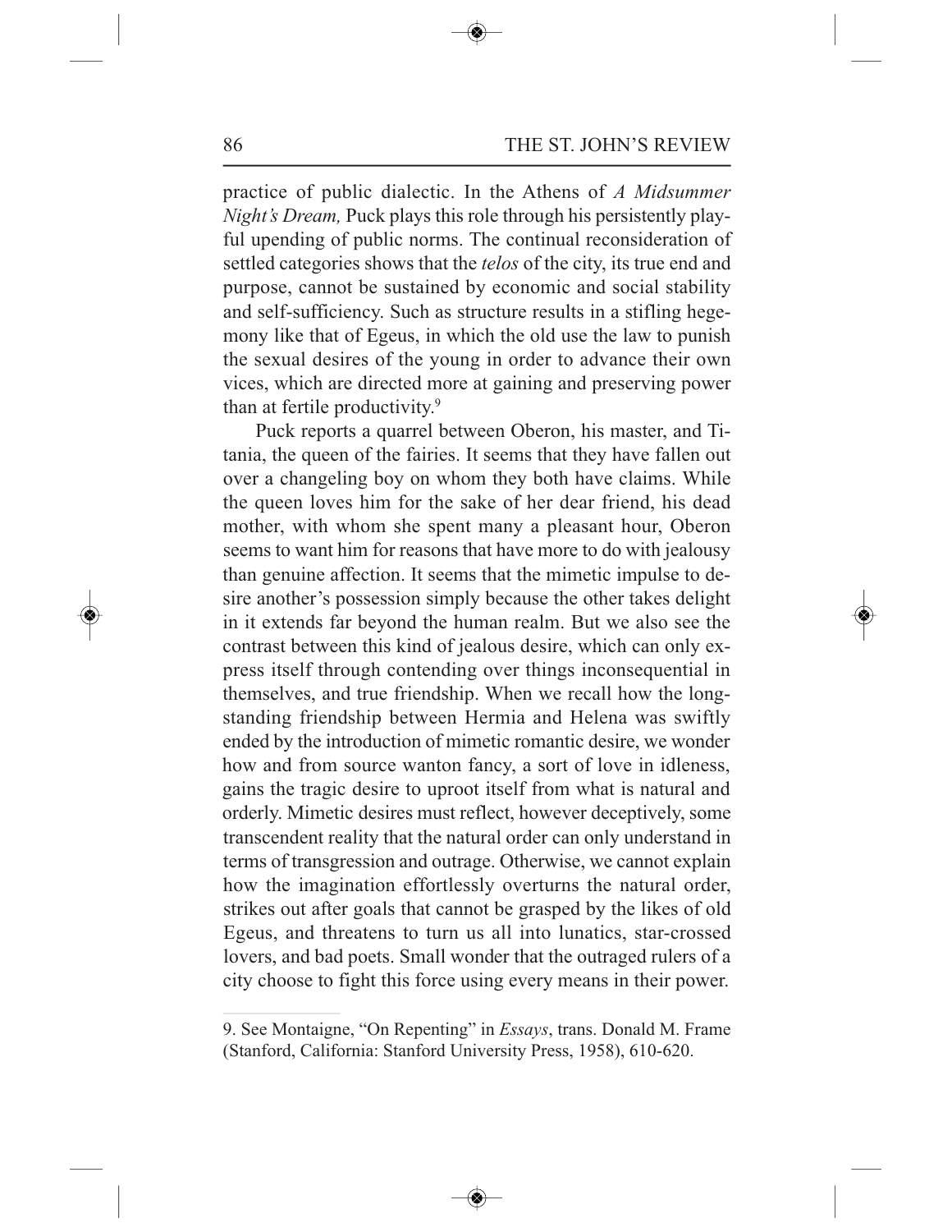practice of public dialectic. In the Athens of *A Midsummer Night's Dream,* Puck plays this role through his persistently playful upending of public norms. The continual reconsideration of settled categories shows that the *telos* of the city, its true end and purpose, cannot be sustained by economic and social stability and self-sufficiency. Such as structure results in a stifling hegemony like that of Egeus, in which the old use the law to punish the sexual desires of the young in order to advance their own vices, which are directed more at gaining and preserving power than at fertile productivity.[9]

Puck reports a quarrel between Oberon, his master, and Titania, the queen of the fairies. It seems that they have fallen out over a changeling boy on whom they both have claims. While the queen loves him for the sake of her dear friend, his dead mother, with whom she spent many a pleasant hour, Oberon seems to want him for reasons that have more to do with jealousy than genuine affection. It seems that the mimetic impulse to desire another's possession simply because the other takes delight in it extends far beyond the human realm. But we also see the contrast between this kind of jealous desire, which can only express itself through contending over things inconsequential in themselves, and true friendship. When we recall how the longstanding friendship between Hermia and Helena was swiftly ended by the introduction of mimetic romantic desire, we wonder how and from source wanton fancy, a sort of love in idleness, gains the tragic desire to uproot itself from what is natural and orderly. Mimetic desires must reflect, however deceptively, some transcendent reality that the natural order can only understand in terms of transgression and outrage. Otherwise, we cannot explain how the imagination effortlessly overturns the natural order, strikes out after goals that cannot be grasped by the likes of old Egeus, and threatens to turn us all into lunatics, star-crossed lovers, and bad poets. Small wonder that the outraged rulers of a city choose to fight this force using every means in their power.

9. See Montaigne, "On Repenting" in *Essays*, trans. Donald M. Frame (Stanford, California: Stanford University Press, 1958), 610-620.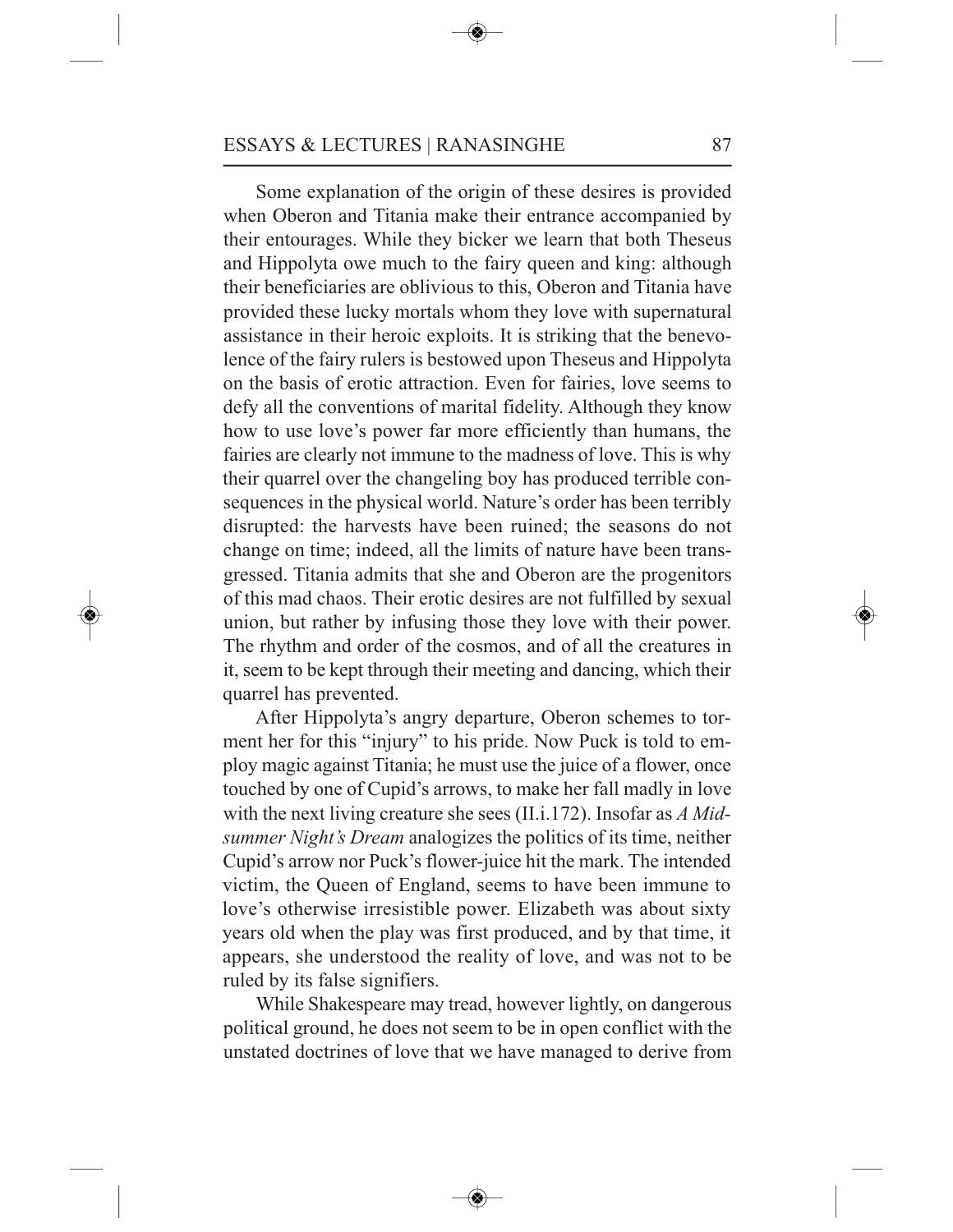Some explanation of the origin of these desires is provided when Oberon and Titania make their entrance accompanied by their entourages. While they bicker we learn that both Theseus and Hippolyta owe much to the fairy queen and king: although their beneficiaries are oblivious to this, Oberon and Titania have provided these lucky mortals whom they love with supernatural assistance in their heroic exploits. It is striking that the benevolence of the fairy rulers is bestowed upon Theseus and Hippolyta on the basis of erotic attraction. Even for fairies, love seems to defy all the conventions of marital fidelity. Although they know how to use love's power far more efficiently than humans, the fairies are clearly not immune to the madness of love. This is why their quarrel over the changeling boy has produced terrible consequences in the physical world. Nature's order has been terribly disrupted: the harvests have been ruined; the seasons do not change on time; indeed, all the limits of nature have been transgressed. Titania admits that she and Oberon are the progenitors of this mad chaos. Their erotic desires are not fulfilled by sexual union, but rather by infusing those they love with their power. The rhythm and order of the cosmos, and of all the creatures in it, seem to be kept through their meeting and dancing, which their quarrel has prevented.

After Hippolyta's angry departure, Oberon schemes to torment her for this "injury" to his pride. Now Puck is told to employ magic against Titania; he must use the juice of a flower, once touched by one of Cupid's arrows, to make her fall madly in love with the next living creature she sees (II.i.172). Insofar as *A Midsummer Night's Dream* analogizes the politics of its time, neither Cupid's arrow nor Puck's flower-juice hit the mark. The intended victim, the Queen of England, seems to have been immune to love's otherwise irresistible power. Elizabeth was about sixty years old when the play was first produced, and by that time, it appears, she understood the reality of love, and was not to be ruled by its false signifiers.

While Shakespeare may tread, however lightly, on dangerous political ground, he does not seem to be in open conflict with the unstated doctrines of love that we have managed to derive from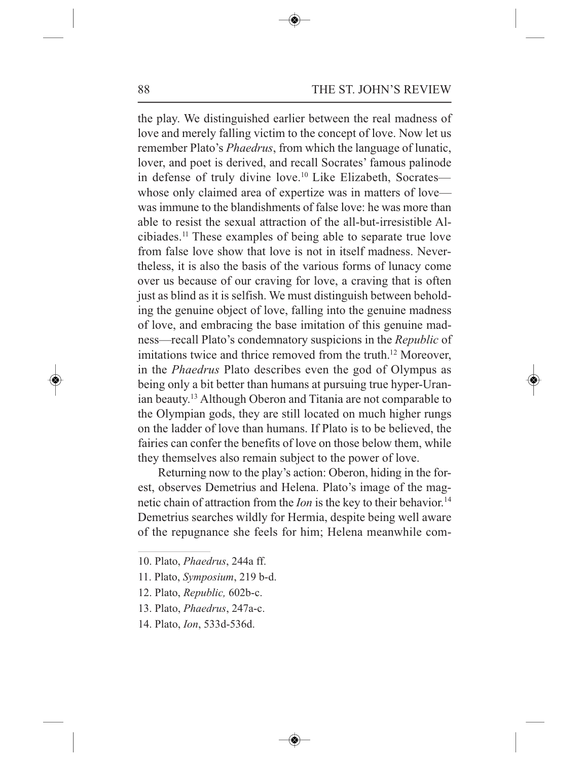the play. We distinguished earlier between the real madness of love and merely falling victim to the concept of love. Now let us remember Plato's *Phaedrus*, from which the language of lunatic, lover, and poet is derived, and recall Socrates' famous palinode in defense of truly divine love.[10] Like Elizabeth, Socrates—whose only claimed area of expertize was in matters of love—was immune to the blandishments of false love: he was more than able to resist the sexual attraction of the all-but-irresistible Alcibiades.[11] These examples of being able to separate true love from false love show that love is not in itself madness. Nevertheless, it is also the basis of the various forms of lunacy come over us because of our craving for love, a craving that is often just as blind as it is selfish. We must distinguish between beholding the genuine object of love, falling into the genuine madness of love, and embracing the base imitation of this genuine madness—recall Plato's condemnatory suspicions in the *Republic* of imitations twice and thrice removed from the truth.[12] Moreover, in the *Phaedrus* Plato describes even the god of Olympus as being only a bit better than humans at pursuing true hyper-Uranian beauty.[13] Although Oberon and Titania are not comparable to the Olympian gods, they are still located on much higher rungs on the ladder of love than humans. If Plato is to be believed, the fairies can confer the benefits of love on those below them, while they themselves also remain subject to the power of love.

Returning now to the play's action: Oberon, hiding in the forest, observes Demetrius and Helena. Plato's image of the magnetic chain of attraction from the *Ion* is the key to their behavior.[14] Demetrius searches wildly for Hermia, despite being well aware of the repugnance she feels for him; Helena meanwhile com-

---

10. Plato, *Phaedrus*, 244a ff.
11. Plato, *Symposium*, 219 b-d.
12. Plato, *Republic,* 602b-c.
13. Plato, *Phaedrus*, 247a-c.
14. Plato, *Ion*, 533d-536d.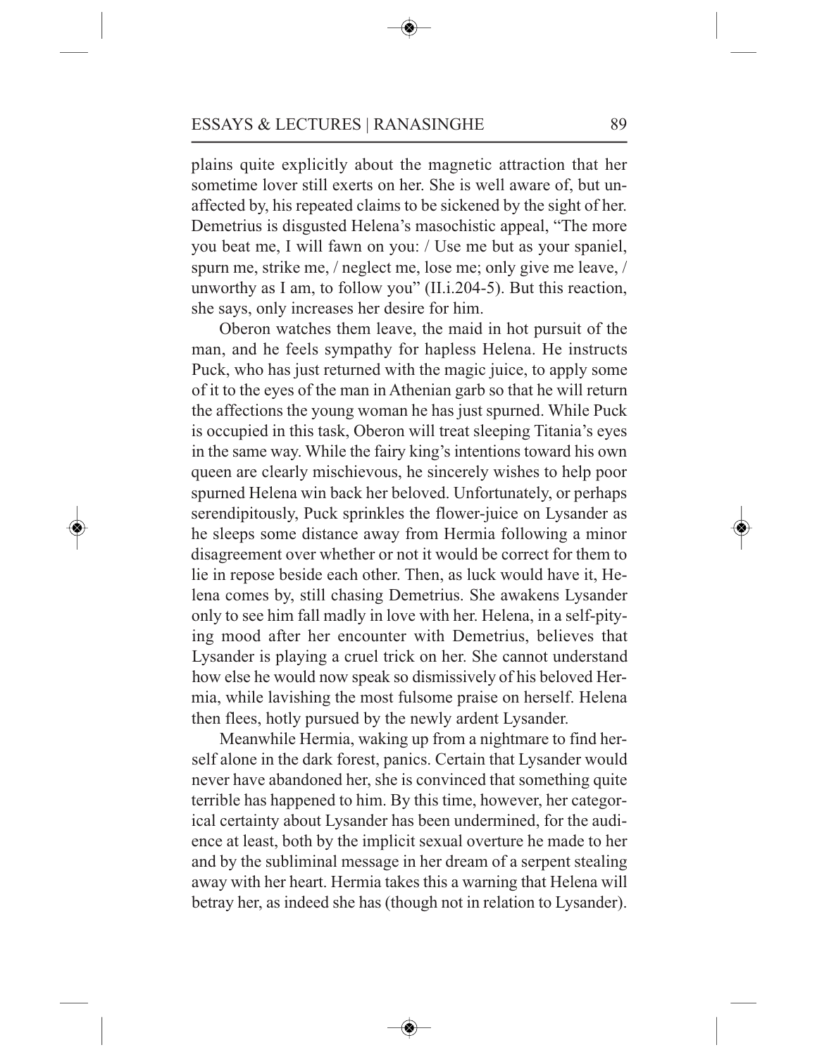plains quite explicitly about the magnetic attraction that her sometime lover still exerts on her. She is well aware of, but unaffected by, his repeated claims to be sickened by the sight of her. Demetrius is disgusted Helena's masochistic appeal, "The more you beat me, I will fawn on you: / Use me but as your spaniel, spurn me, strike me, / neglect me, lose me; only give me leave, / unworthy as I am, to follow you" (II.i.204-5). But this reaction, she says, only increases her desire for him.

Oberon watches them leave, the maid in hot pursuit of the man, and he feels sympathy for hapless Helena. He instructs Puck, who has just returned with the magic juice, to apply some of it to the eyes of the man in Athenian garb so that he will return the affections the young woman he has just spurned. While Puck is occupied in this task, Oberon will treat sleeping Titania's eyes in the same way. While the fairy king's intentions toward his own queen are clearly mischievous, he sincerely wishes to help poor spurned Helena win back her beloved. Unfortunately, or perhaps serendipitously, Puck sprinkles the flower-juice on Lysander as he sleeps some distance away from Hermia following a minor disagreement over whether or not it would be correct for them to lie in repose beside each other. Then, as luck would have it, Helena comes by, still chasing Demetrius. She awakens Lysander only to see him fall madly in love with her. Helena, in a self-pitying mood after her encounter with Demetrius, believes that Lysander is playing a cruel trick on her. She cannot understand how else he would now speak so dismissively of his beloved Hermia, while lavishing the most fulsome praise on herself. Helena then flees, hotly pursued by the newly ardent Lysander.

Meanwhile Hermia, waking up from a nightmare to find herself alone in the dark forest, panics. Certain that Lysander would never have abandoned her, she is convinced that something quite terrible has happened to him. By this time, however, her categorical certainty about Lysander has been undermined, for the audience at least, both by the implicit sexual overture he made to her and by the subliminal message in her dream of a serpent stealing away with her heart. Hermia takes this a warning that Helena will betray her, as indeed she has (though not in relation to Lysander).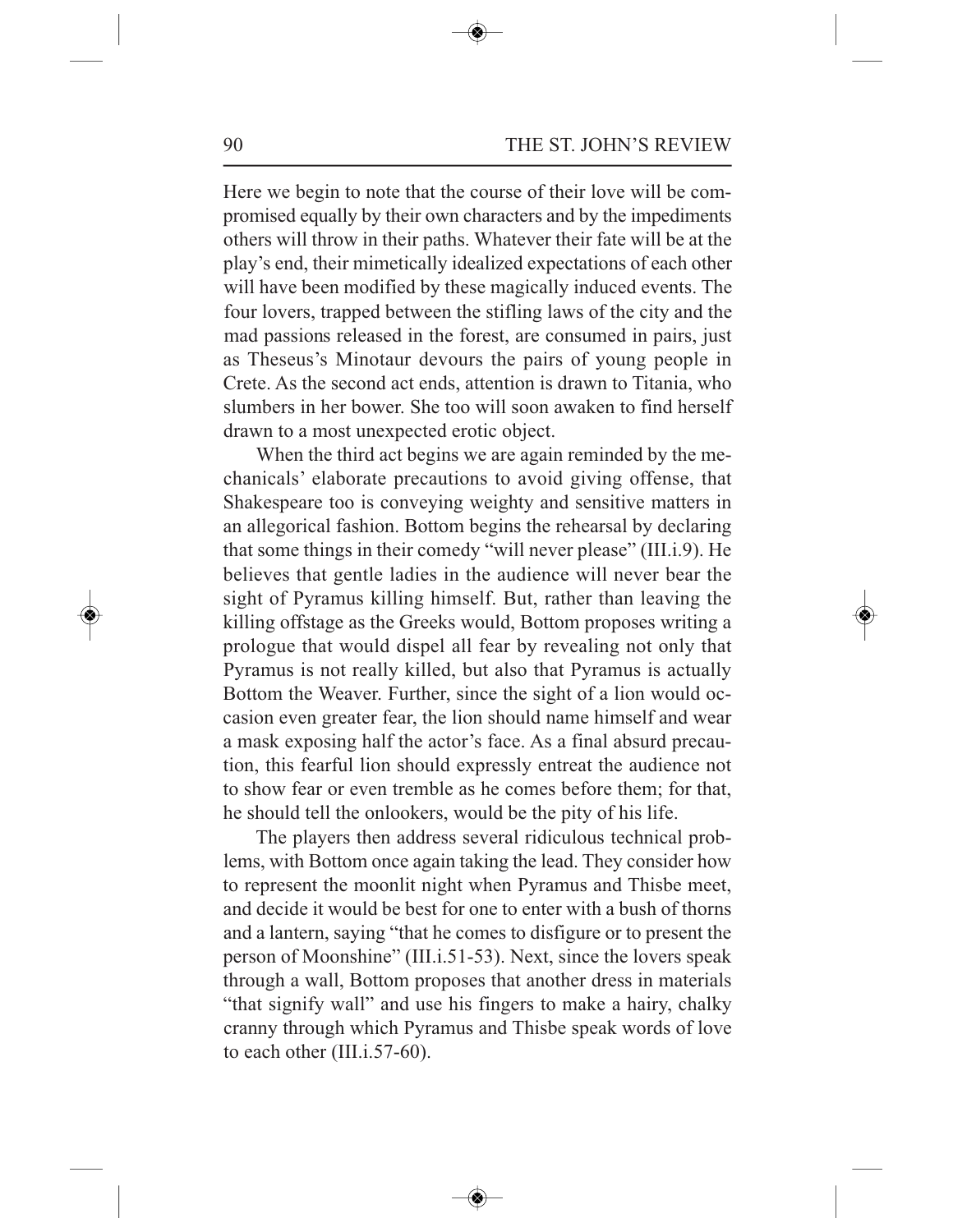Here we begin to note that the course of their love will be compromised equally by their own characters and by the impediments others will throw in their paths. Whatever their fate will be at the play's end, their mimetically idealized expectations of each other will have been modified by these magically induced events. The four lovers, trapped between the stifling laws of the city and the mad passions released in the forest, are consumed in pairs, just as Theseus's Minotaur devours the pairs of young people in Crete. As the second act ends, attention is drawn to Titania, who slumbers in her bower. She too will soon awaken to find herself drawn to a most unexpected erotic object.

When the third act begins we are again reminded by the mechanicals' elaborate precautions to avoid giving offense, that Shakespeare too is conveying weighty and sensitive matters in an allegorical fashion. Bottom begins the rehearsal by declaring that some things in their comedy "will never please" (III.i.9). He believes that gentle ladies in the audience will never bear the sight of Pyramus killing himself. But, rather than leaving the killing offstage as the Greeks would, Bottom proposes writing a prologue that would dispel all fear by revealing not only that Pyramus is not really killed, but also that Pyramus is actually Bottom the Weaver. Further, since the sight of a lion would occasion even greater fear, the lion should name himself and wear a mask exposing half the actor's face. As a final absurd precaution, this fearful lion should expressly entreat the audience not to show fear or even tremble as he comes before them; for that, he should tell the onlookers, would be the pity of his life.

The players then address several ridiculous technical problems, with Bottom once again taking the lead. They consider how to represent the moonlit night when Pyramus and Thisbe meet, and decide it would be best for one to enter with a bush of thorns and a lantern, saying "that he comes to disfigure or to present the person of Moonshine" (III.i.51-53). Next, since the lovers speak through a wall, Bottom proposes that another dress in materials "that signify wall" and use his fingers to make a hairy, chalky cranny through which Pyramus and Thisbe speak words of love to each other (III.i.57-60).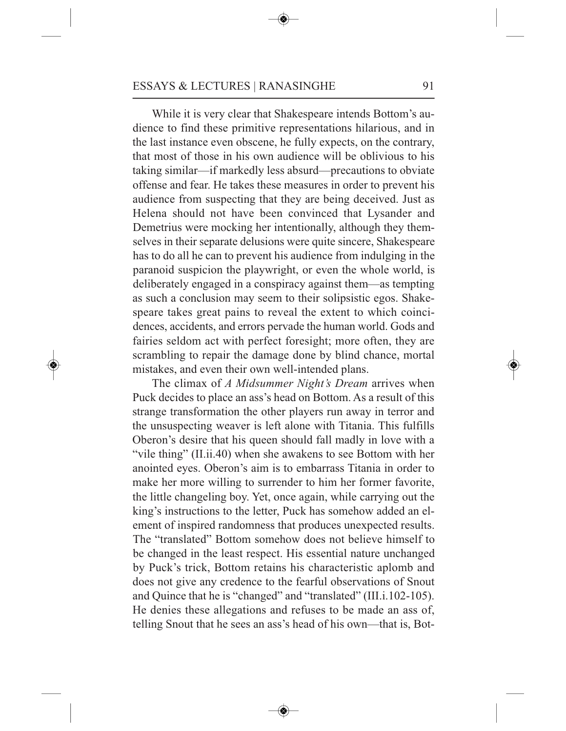While it is very clear that Shakespeare intends Bottom's audience to find these primitive representations hilarious, and in the last instance even obscene, he fully expects, on the contrary, that most of those in his own audience will be oblivious to his taking similar—if markedly less absurd—precautions to obviate offense and fear. He takes these measures in order to prevent his audience from suspecting that they are being deceived. Just as Helena should not have been convinced that Lysander and Demetrius were mocking her intentionally, although they themselves in their separate delusions were quite sincere, Shakespeare has to do all he can to prevent his audience from indulging in the paranoid suspicion the playwright, or even the whole world, is deliberately engaged in a conspiracy against them—as tempting as such a conclusion may seem to their solipsistic egos. Shakespeare takes great pains to reveal the extent to which coincidences, accidents, and errors pervade the human world. Gods and fairies seldom act with perfect foresight; more often, they are scrambling to repair the damage done by blind chance, mortal mistakes, and even their own well-intended plans.

The climax of *A Midsummer Night's Dream* arrives when Puck decides to place an ass's head on Bottom. As a result of this strange transformation the other players run away in terror and the unsuspecting weaver is left alone with Titania. This fulfills Oberon's desire that his queen should fall madly in love with a "vile thing" (II.ii.40) when she awakens to see Bottom with her anointed eyes. Oberon's aim is to embarrass Titania in order to make her more willing to surrender to him her former favorite, the little changeling boy. Yet, once again, while carrying out the king's instructions to the letter, Puck has somehow added an element of inspired randomness that produces unexpected results. The "translated" Bottom somehow does not believe himself to be changed in the least respect. His essential nature unchanged by Puck's trick, Bottom retains his characteristic aplomb and does not give any credence to the fearful observations of Snout and Quince that he is "changed" and "translated" (III.i.102-105). He denies these allegations and refuses to be made an ass of, telling Snout that he sees an ass's head of his own—that is, Bot-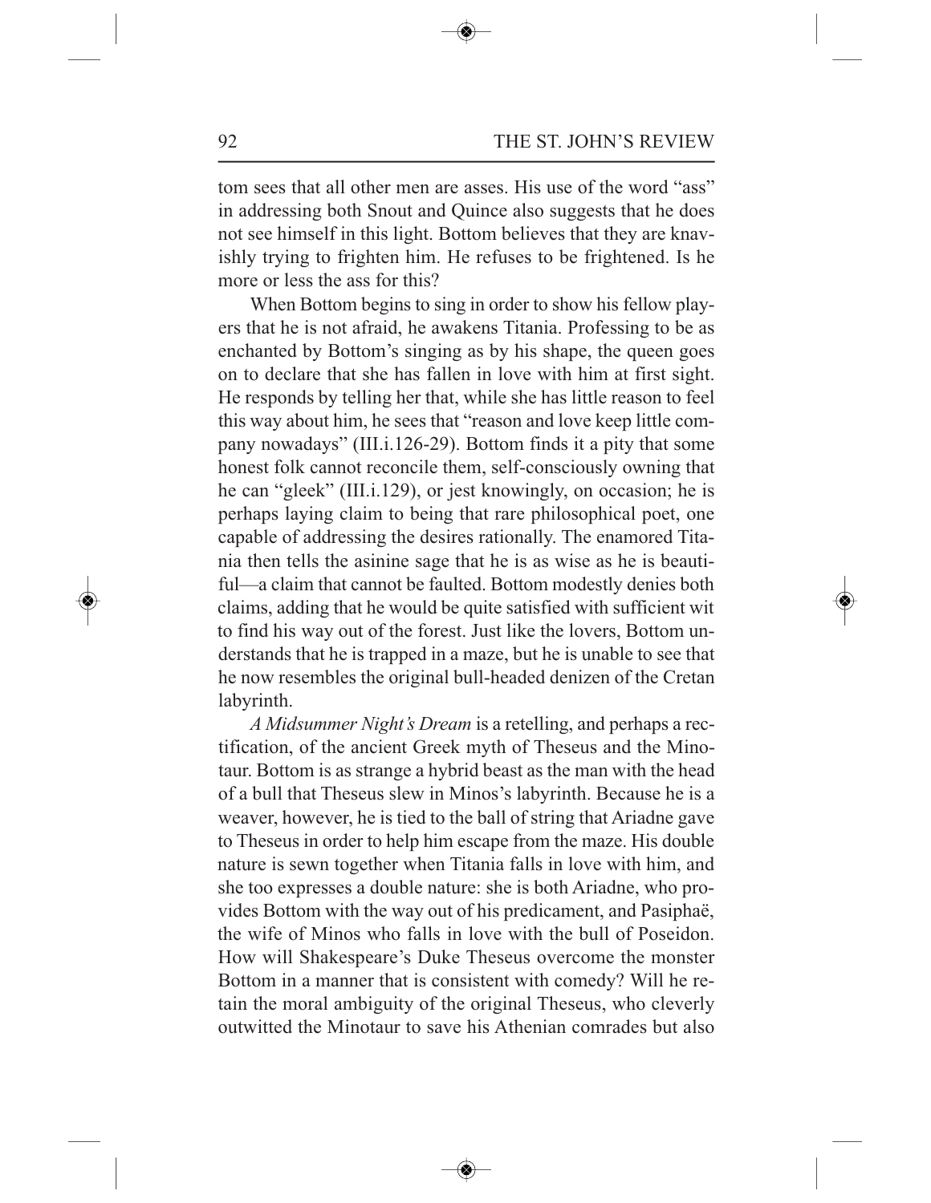tom sees that all other men are asses. His use of the word "ass" in addressing both Snout and Quince also suggests that he does not see himself in this light. Bottom believes that they are knavishly trying to frighten him. He refuses to be frightened. Is he more or less the ass for this?

When Bottom begins to sing in order to show his fellow players that he is not afraid, he awakens Titania. Professing to be as enchanted by Bottom's singing as by his shape, the queen goes on to declare that she has fallen in love with him at first sight. He responds by telling her that, while she has little reason to feel this way about him, he sees that "reason and love keep little company nowadays" (III.i.126-29). Bottom finds it a pity that some honest folk cannot reconcile them, self-consciously owning that he can "gleek" (III.i.129), or jest knowingly, on occasion; he is perhaps laying claim to being that rare philosophical poet, one capable of addressing the desires rationally. The enamored Titania then tells the asinine sage that he is as wise as he is beautiful—a claim that cannot be faulted. Bottom modestly denies both claims, adding that he would be quite satisfied with sufficient wit to find his way out of the forest. Just like the lovers, Bottom understands that he is trapped in a maze, but he is unable to see that he now resembles the original bull-headed denizen of the Cretan labyrinth.

*A Midsummer Night's Dream* is a retelling, and perhaps a rectification, of the ancient Greek myth of Theseus and the Minotaur. Bottom is as strange a hybrid beast as the man with the head of a bull that Theseus slew in Minos's labyrinth. Because he is a weaver, however, he is tied to the ball of string that Ariadne gave to Theseus in order to help him escape from the maze. His double nature is sewn together when Titania falls in love with him, and she too expresses a double nature: she is both Ariadne, who provides Bottom with the way out of his predicament, and Pasiphaë, the wife of Minos who falls in love with the bull of Poseidon. How will Shakespeare's Duke Theseus overcome the monster Bottom in a manner that is consistent with comedy? Will he retain the moral ambiguity of the original Theseus, who cleverly outwitted the Minotaur to save his Athenian comrades but also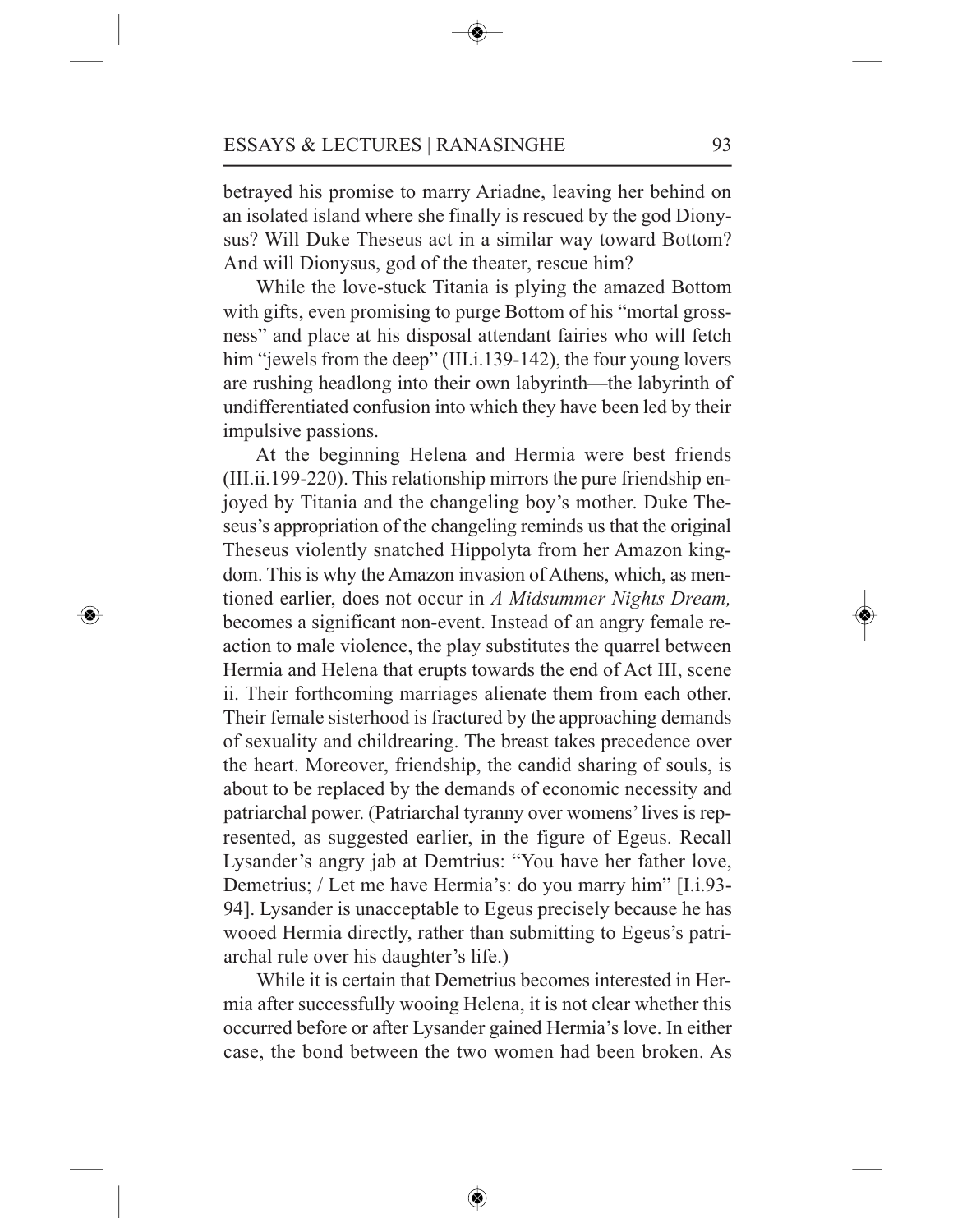betrayed his promise to marry Ariadne, leaving her behind on an isolated island where she finally is rescued by the god Dionysus? Will Duke Theseus act in a similar way toward Bottom? And will Dionysus, god of the theater, rescue him?

While the love-stuck Titania is plying the amazed Bottom with gifts, even promising to purge Bottom of his "mortal grossness" and place at his disposal attendant fairies who will fetch him "jewels from the deep" (III.i.139-142), the four young lovers are rushing headlong into their own labyrinth—the labyrinth of undifferentiated confusion into which they have been led by their impulsive passions.

At the beginning Helena and Hermia were best friends (III.ii.199-220). This relationship mirrors the pure friendship enjoyed by Titania and the changeling boy's mother. Duke Theseus's appropriation of the changeling reminds us that the original Theseus violently snatched Hippolyta from her Amazon kingdom. This is why the Amazon invasion of Athens, which, as mentioned earlier, does not occur in *A Midsummer Nights Dream,* becomes a significant non-event. Instead of an angry female reaction to male violence, the play substitutes the quarrel between Hermia and Helena that erupts towards the end of Act III, scene ii. Their forthcoming marriages alienate them from each other. Their female sisterhood is fractured by the approaching demands of sexuality and childrearing. The breast takes precedence over the heart. Moreover, friendship, the candid sharing of souls, is about to be replaced by the demands of economic necessity and patriarchal power. (Patriarchal tyranny over womens' lives is represented, as suggested earlier, in the figure of Egeus. Recall Lysander's angry jab at Demtrius: "You have her father love, Demetrius; / Let me have Hermia's: do you marry him" [I.i.93-94]. Lysander is unacceptable to Egeus precisely because he has wooed Hermia directly, rather than submitting to Egeus's patriarchal rule over his daughter's life.)

While it is certain that Demetrius becomes interested in Hermia after successfully wooing Helena, it is not clear whether this occurred before or after Lysander gained Hermia's love. In either case, the bond between the two women had been broken. As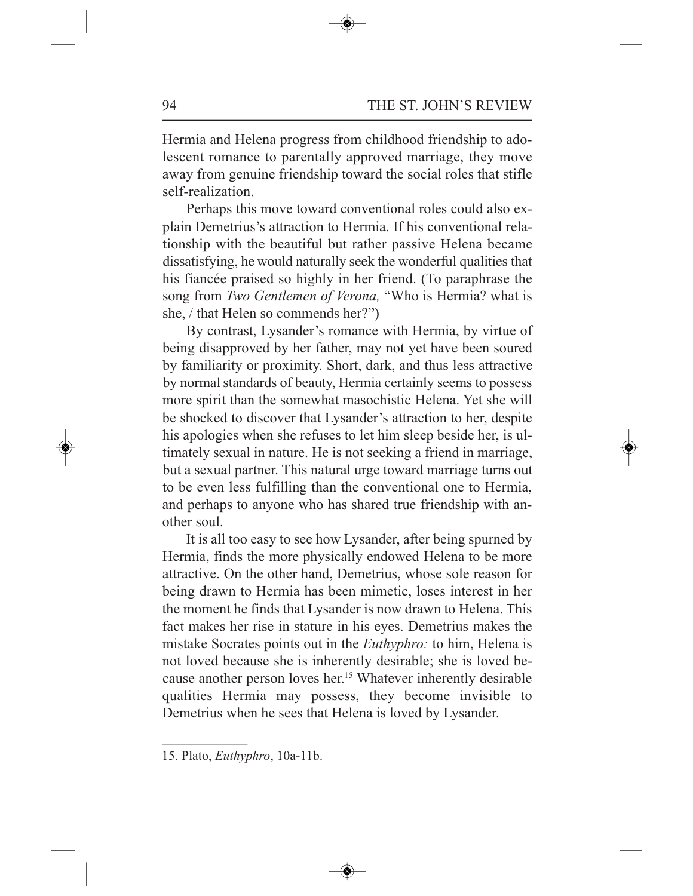Hermia and Helena progress from childhood friendship to adolescent romance to parentally approved marriage, they move away from genuine friendship toward the social roles that stifle self-realization.

Perhaps this move toward conventional roles could also explain Demetrius's attraction to Hermia. If his conventional relationship with the beautiful but rather passive Helena became dissatisfying, he would naturally seek the wonderful qualities that his fiancée praised so highly in her friend. (To paraphrase the song from *Two Gentlemen of Verona,* "Who is Hermia? what is she, / that Helen so commends her?")

By contrast, Lysander's romance with Hermia, by virtue of being disapproved by her father, may not yet have been soured by familiarity or proximity. Short, dark, and thus less attractive by normal standards of beauty, Hermia certainly seems to possess more spirit than the somewhat masochistic Helena. Yet she will be shocked to discover that Lysander's attraction to her, despite his apologies when she refuses to let him sleep beside her, is ultimately sexual in nature. He is not seeking a friend in marriage, but a sexual partner. This natural urge toward marriage turns out to be even less fulfilling than the conventional one to Hermia, and perhaps to anyone who has shared true friendship with another soul.

It is all too easy to see how Lysander, after being spurned by Hermia, finds the more physically endowed Helena to be more attractive. On the other hand, Demetrius, whose sole reason for being drawn to Hermia has been mimetic, loses interest in her the moment he finds that Lysander is now drawn to Helena. This fact makes her rise in stature in his eyes. Demetrius makes the mistake Socrates points out in the *Euthyphro:* to him, Helena is not loved because she is inherently desirable; she is loved because another person loves her.[15] Whatever inherently desirable qualities Hermia may possess, they become invisible to Demetrius when he sees that Helena is loved by Lysander.

---

15. Plato, *Euthyphro*, 10a-11b.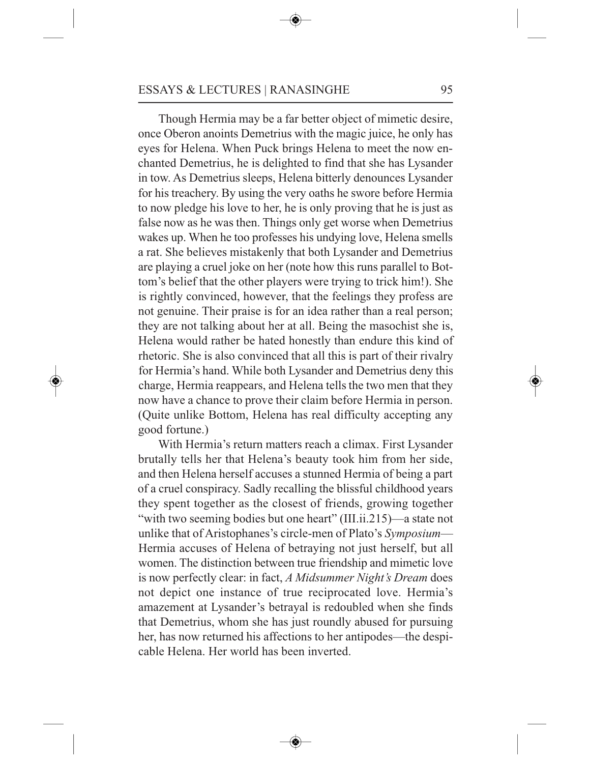Though Hermia may be a far better object of mimetic desire, once Oberon anoints Demetrius with the magic juice, he only has eyes for Helena. When Puck brings Helena to meet the now enchanted Demetrius, he is delighted to find that she has Lysander in tow. As Demetrius sleeps, Helena bitterly denounces Lysander for his treachery. By using the very oaths he swore before Hermia to now pledge his love to her, he is only proving that he is just as false now as he was then. Things only get worse when Demetrius wakes up. When he too professes his undying love, Helena smells a rat. She believes mistakenly that both Lysander and Demetrius are playing a cruel joke on her (note how this runs parallel to Bottom's belief that the other players were trying to trick him!). She is rightly convinced, however, that the feelings they profess are not genuine. Their praise is for an idea rather than a real person; they are not talking about her at all. Being the masochist she is, Helena would rather be hated honestly than endure this kind of rhetoric. She is also convinced that all this is part of their rivalry for Hermia's hand. While both Lysander and Demetrius deny this charge, Hermia reappears, and Helena tells the two men that they now have a chance to prove their claim before Hermia in person. (Quite unlike Bottom, Helena has real difficulty accepting any good fortune.)

With Hermia's return matters reach a climax. First Lysander brutally tells her that Helena's beauty took him from her side, and then Helena herself accuses a stunned Hermia of being a part of a cruel conspiracy. Sadly recalling the blissful childhood years they spent together as the closest of friends, growing together "with two seeming bodies but one heart" (III.ii.215)—a state not unlike that of Aristophanes's circle-men of Plato's *Symposium*—Hermia accuses of Helena of betraying not just herself, but all women. The distinction between true friendship and mimetic love is now perfectly clear: in fact, *A Midsummer Night's Dream* does not depict one instance of true reciprocated love. Hermia's amazement at Lysander's betrayal is redoubled when she finds that Demetrius, whom she has just roundly abused for pursuing her, has now returned his affections to her antipodes—the despicable Helena. Her world has been inverted.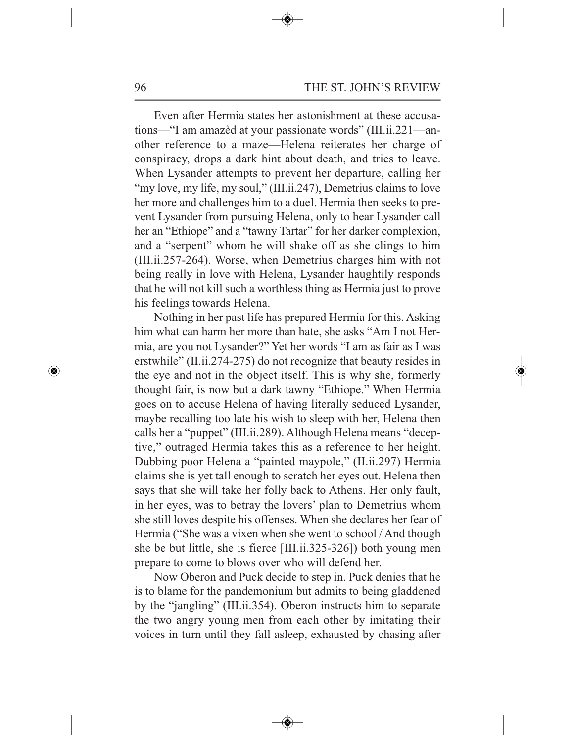Even after Hermia states her astonishment at these accusations—"I am amazèd at your passionate words" (III.ii.221—another reference to a maze—Helena reiterates her charge of conspiracy, drops a dark hint about death, and tries to leave. When Lysander attempts to prevent her departure, calling her "my love, my life, my soul," (III.ii.247), Demetrius claims to love her more and challenges him to a duel. Hermia then seeks to prevent Lysander from pursuing Helena, only to hear Lysander call her an "Ethiope" and a "tawny Tartar" for her darker complexion, and a "serpent" whom he will shake off as she clings to him (III.ii.257-264). Worse, when Demetrius charges him with not being really in love with Helena, Lysander haughtily responds that he will not kill such a worthless thing as Hermia just to prove his feelings towards Helena.

Nothing in her past life has prepared Hermia for this. Asking him what can harm her more than hate, she asks "Am I not Hermia, are you not Lysander?" Yet her words "I am as fair as I was erstwhile" (II.ii.274-275) do not recognize that beauty resides in the eye and not in the object itself. This is why she, formerly thought fair, is now but a dark tawny "Ethiope." When Hermia goes on to accuse Helena of having literally seduced Lysander, maybe recalling too late his wish to sleep with her, Helena then calls her a "puppet" (III.ii.289). Although Helena means "deceptive," outraged Hermia takes this as a reference to her height. Dubbing poor Helena a "painted maypole," (II.ii.297) Hermia claims she is yet tall enough to scratch her eyes out. Helena then says that she will take her folly back to Athens. Her only fault, in her eyes, was to betray the lovers' plan to Demetrius whom she still loves despite his offenses. When she declares her fear of Hermia ("She was a vixen when she went to school / And though she be but little, she is fierce [III.ii.325-326]) both young men prepare to come to blows over who will defend her.

Now Oberon and Puck decide to step in. Puck denies that he is to blame for the pandemonium but admits to being gladdened by the "jangling" (III.ii.354). Oberon instructs him to separate the two angry young men from each other by imitating their voices in turn until they fall asleep, exhausted by chasing after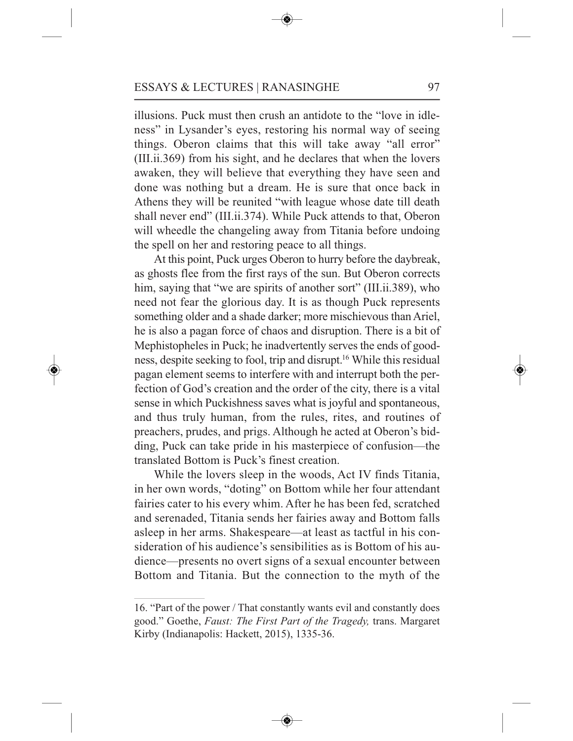illusions. Puck must then crush an antidote to the "love in idleness" in Lysander's eyes, restoring his normal way of seeing things. Oberon claims that this will take away "all error" (III.ii.369) from his sight, and he declares that when the lovers awaken, they will believe that everything they have seen and done was nothing but a dream. He is sure that once back in Athens they will be reunited "with league whose date till death shall never end" (III.ii.374). While Puck attends to that, Oberon will wheedle the changeling away from Titania before undoing the spell on her and restoring peace to all things.

At this point, Puck urges Oberon to hurry before the daybreak, as ghosts flee from the first rays of the sun. But Oberon corrects him, saying that "we are spirits of another sort" (III.ii.389), who need not fear the glorious day. It is as though Puck represents something older and a shade darker; more mischievous than Ariel, he is also a pagan force of chaos and disruption. There is a bit of Mephistopheles in Puck; he inadvertently serves the ends of goodness, despite seeking to fool, trip and disrupt.[16] While this residual pagan element seems to interfere with and interrupt both the perfection of God's creation and the order of the city, there is a vital sense in which Puckishness saves what is joyful and spontaneous, and thus truly human, from the rules, rites, and routines of preachers, prudes, and prigs. Although he acted at Oberon's bidding, Puck can take pride in his masterpiece of confusion—the translated Bottom is Puck's finest creation.

While the lovers sleep in the woods, Act IV finds Titania, in her own words, "doting" on Bottom while her four attendant fairies cater to his every whim. After he has been fed, scratched and serenaded, Titania sends her fairies away and Bottom falls asleep in her arms. Shakespeare—at least as tactful in his consideration of his audience's sensibilities as is Bottom of his audience—presents no overt signs of a sexual encounter between Bottom and Titania. But the connection to the myth of the

---

16. "Part of the power / That constantly wants evil and constantly does good." Goethe, *Faust: The First Part of the Tragedy,* trans. Margaret Kirby (Indianapolis: Hackett, 2015), 1335-36.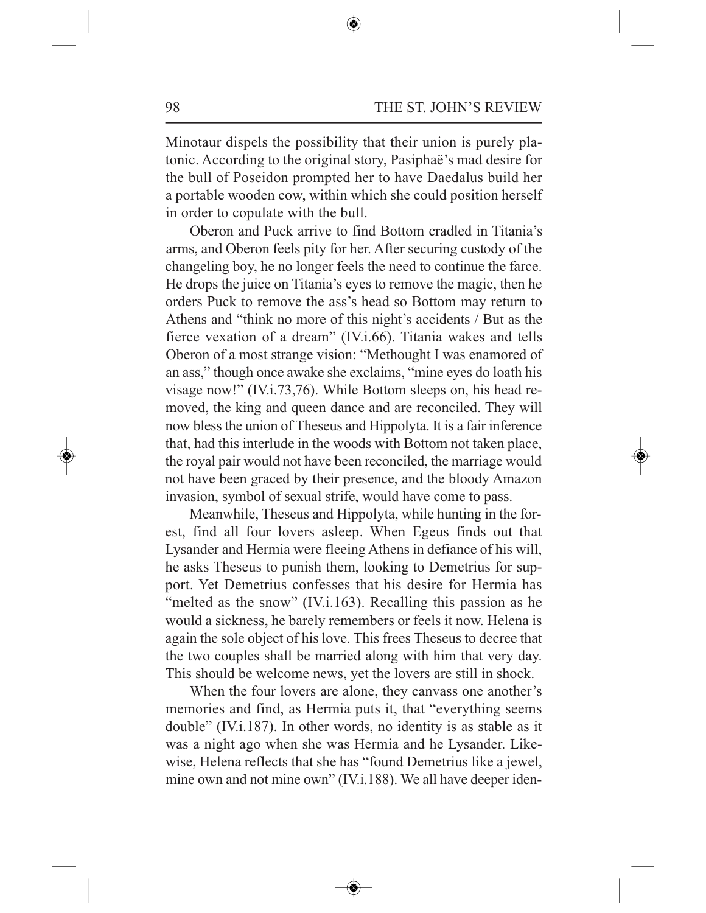Minotaur dispels the possibility that their union is purely platonic. According to the original story, Pasiphaë's mad desire for the bull of Poseidon prompted her to have Daedalus build her a portable wooden cow, within which she could position herself in order to copulate with the bull.

Oberon and Puck arrive to find Bottom cradled in Titania's arms, and Oberon feels pity for her. After securing custody of the changeling boy, he no longer feels the need to continue the farce. He drops the juice on Titania's eyes to remove the magic, then he orders Puck to remove the ass's head so Bottom may return to Athens and "think no more of this night's accidents / But as the fierce vexation of a dream" (IV.i.66). Titania wakes and tells Oberon of a most strange vision: "Methought I was enamored of an ass," though once awake she exclaims, "mine eyes do loath his visage now!" (IV.i.73,76). While Bottom sleeps on, his head removed, the king and queen dance and are reconciled. They will now bless the union of Theseus and Hippolyta. It is a fair inference that, had this interlude in the woods with Bottom not taken place, the royal pair would not have been reconciled, the marriage would not have been graced by their presence, and the bloody Amazon invasion, symbol of sexual strife, would have come to pass.

Meanwhile, Theseus and Hippolyta, while hunting in the forest, find all four lovers asleep. When Egeus finds out that Lysander and Hermia were fleeing Athens in defiance of his will, he asks Theseus to punish them, looking to Demetrius for support. Yet Demetrius confesses that his desire for Hermia has "melted as the snow" (IV.i.163). Recalling this passion as he would a sickness, he barely remembers or feels it now. Helena is again the sole object of his love. This frees Theseus to decree that the two couples shall be married along with him that very day. This should be welcome news, yet the lovers are still in shock.

When the four lovers are alone, they canvass one another's memories and find, as Hermia puts it, that "everything seems double" (IV.i.187). In other words, no identity is as stable as it was a night ago when she was Hermia and he Lysander. Likewise, Helena reflects that she has "found Demetrius like a jewel, mine own and not mine own" (IV.i.188). We all have deeper iden-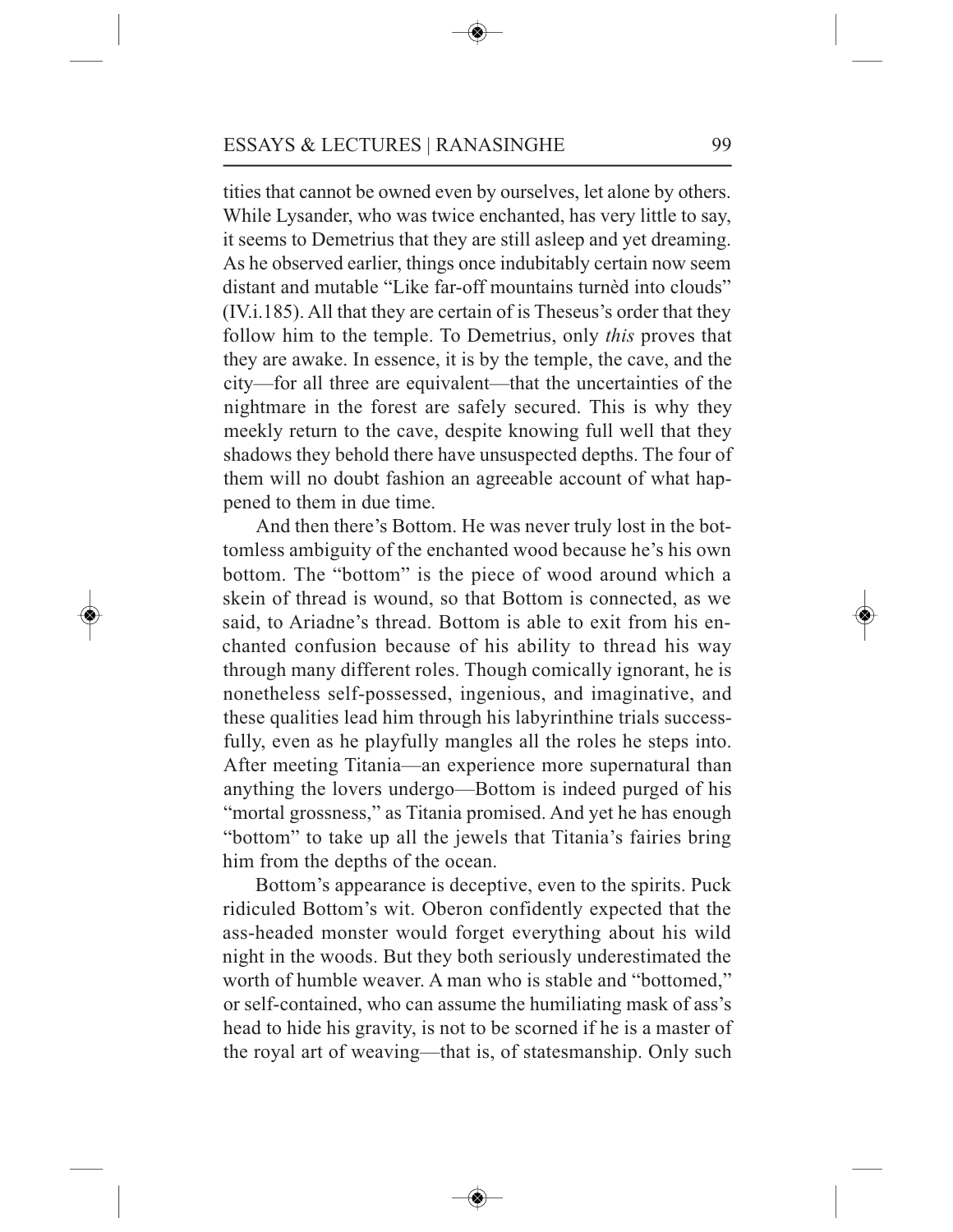tities that cannot be owned even by ourselves, let alone by others. While Lysander, who was twice enchanted, has very little to say, it seems to Demetrius that they are still asleep and yet dreaming. As he observed earlier, things once indubitably certain now seem distant and mutable "Like far-off mountains turnèd into clouds" (IV.i.185). All that they are certain of is Theseus's order that they follow him to the temple. To Demetrius, only *this* proves that they are awake. In essence, it is by the temple, the cave, and the city—for all three are equivalent—that the uncertainties of the nightmare in the forest are safely secured. This is why they meekly return to the cave, despite knowing full well that they shadows they behold there have unsuspected depths. The four of them will no doubt fashion an agreeable account of what happened to them in due time.

And then there's Bottom. He was never truly lost in the bottomless ambiguity of the enchanted wood because he's his own bottom. The "bottom" is the piece of wood around which a skein of thread is wound, so that Bottom is connected, as we said, to Ariadne's thread. Bottom is able to exit from his enchanted confusion because of his ability to thread his way through many different roles. Though comically ignorant, he is nonetheless self-possessed, ingenious, and imaginative, and these qualities lead him through his labyrinthine trials successfully, even as he playfully mangles all the roles he steps into. After meeting Titania—an experience more supernatural than anything the lovers undergo—Bottom is indeed purged of his "mortal grossness," as Titania promised. And yet he has enough "bottom" to take up all the jewels that Titania's fairies bring him from the depths of the ocean.

Bottom's appearance is deceptive, even to the spirits. Puck ridiculed Bottom's wit. Oberon confidently expected that the ass-headed monster would forget everything about his wild night in the woods. But they both seriously underestimated the worth of humble weaver. A man who is stable and "bottomed," or self-contained, who can assume the humiliating mask of ass's head to hide his gravity, is not to be scorned if he is a master of the royal art of weaving—that is, of statesmanship. Only such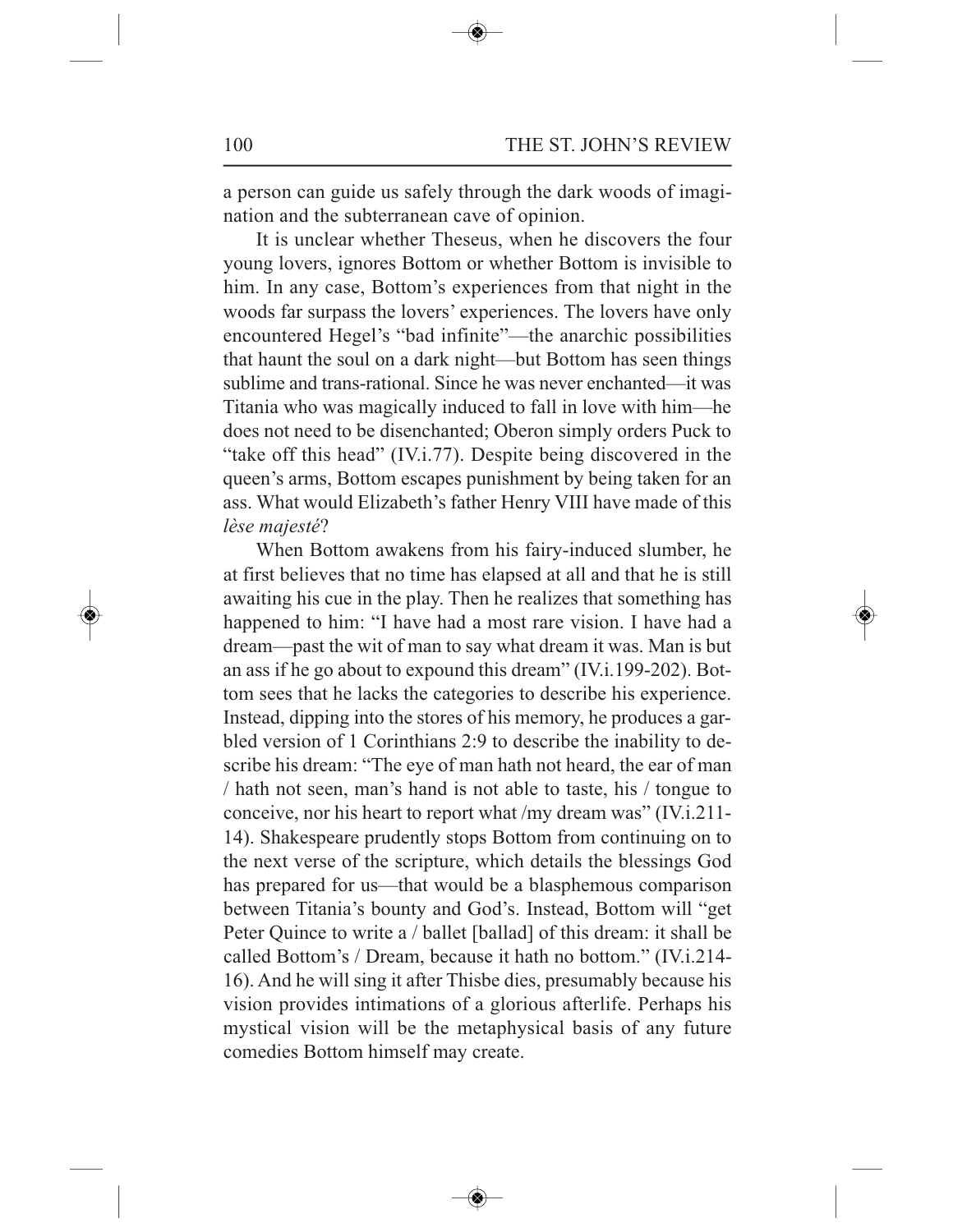a person can guide us safely through the dark woods of imagination and the subterranean cave of opinion.

It is unclear whether Theseus, when he discovers the four young lovers, ignores Bottom or whether Bottom is invisible to him. In any case, Bottom's experiences from that night in the woods far surpass the lovers' experiences. The lovers have only encountered Hegel's "bad infinite"—the anarchic possibilities that haunt the soul on a dark night—but Bottom has seen things sublime and trans-rational. Since he was never enchanted—it was Titania who was magically induced to fall in love with him—he does not need to be disenchanted; Oberon simply orders Puck to "take off this head" (IV.i.77). Despite being discovered in the queen's arms, Bottom escapes punishment by being taken for an ass. What would Elizabeth's father Henry VIII have made of this *lèse majesté*?

When Bottom awakens from his fairy-induced slumber, he at first believes that no time has elapsed at all and that he is still awaiting his cue in the play. Then he realizes that something has happened to him: "I have had a most rare vision. I have had a dream—past the wit of man to say what dream it was. Man is but an ass if he go about to expound this dream" (IV.i.199-202). Bottom sees that he lacks the categories to describe his experience. Instead, dipping into the stores of his memory, he produces a garbled version of 1 Corinthians 2:9 to describe the inability to describe his dream: "The eye of man hath not heard, the ear of man / hath not seen, man's hand is not able to taste, his / tongue to conceive, nor his heart to report what /my dream was" (IV.i.211-14). Shakespeare prudently stops Bottom from continuing on to the next verse of the scripture, which details the blessings God has prepared for us—that would be a blasphemous comparison between Titania's bounty and God's. Instead, Bottom will "get Peter Quince to write a / ballet [ballad] of this dream: it shall be called Bottom's / Dream, because it hath no bottom." (IV.i.214-16). And he will sing it after Thisbe dies, presumably because his vision provides intimations of a glorious afterlife. Perhaps his mystical vision will be the metaphysical basis of any future comedies Bottom himself may create.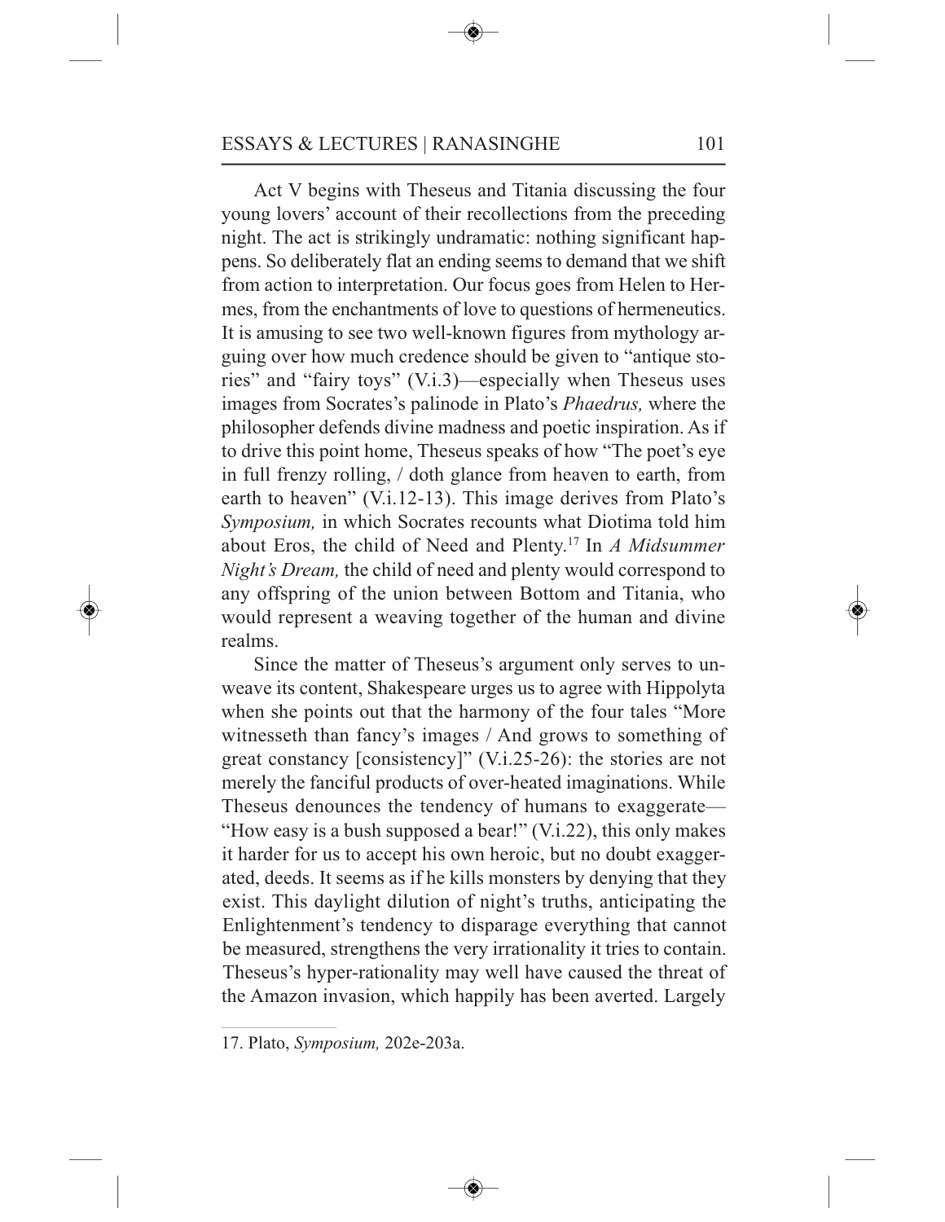Act V begins with Theseus and Titania discussing the four young lovers' account of their recollections from the preceding night. The act is strikingly undramatic: nothing significant happens. So deliberately flat an ending seems to demand that we shift from action to interpretation. Our focus goes from Helen to Hermes, from the enchantments of love to questions of hermeneutics. It is amusing to see two well-known figures from mythology arguing over how much credence should be given to "antique stories" and "fairy toys" (V.i.3)—especially when Theseus uses images from Socrates's palinode in Plato's *Phaedrus,* where the philosopher defends divine madness and poetic inspiration. As if to drive this point home, Theseus speaks of how "The poet's eye in full frenzy rolling, / doth glance from heaven to earth, from earth to heaven" (V.i.12-13). This image derives from Plato's *Symposium,* in which Socrates recounts what Diotima told him about Eros, the child of Need and Plenty.[17] In *A Midsummer Night's Dream,* the child of need and plenty would correspond to any offspring of the union between Bottom and Titania, who would represent a weaving together of the human and divine realms.

Since the matter of Theseus's argument only serves to unweave its content, Shakespeare urges us to agree with Hippolyta when she points out that the harmony of the four tales "More witnesseth than fancy's images / And grows to something of great constancy [consistency]" (V.i.25-26): the stories are not merely the fanciful products of over-heated imaginations. While Theseus denounces the tendency of humans to exaggerate—"How easy is a bush supposed a bear!" (V.i.22), this only makes it harder for us to accept his own heroic, but no doubt exaggerated, deeds. It seems as if he kills monsters by denying that they exist. This daylight dilution of night's truths, anticipating the Enlightenment's tendency to disparage everything that cannot be measured, strengthens the very irrationality it tries to contain. Theseus's hyper-rationality may well have caused the threat of the Amazon invasion, which happily has been averted. Largely

17. Plato, *Symposium,* 202e-203a.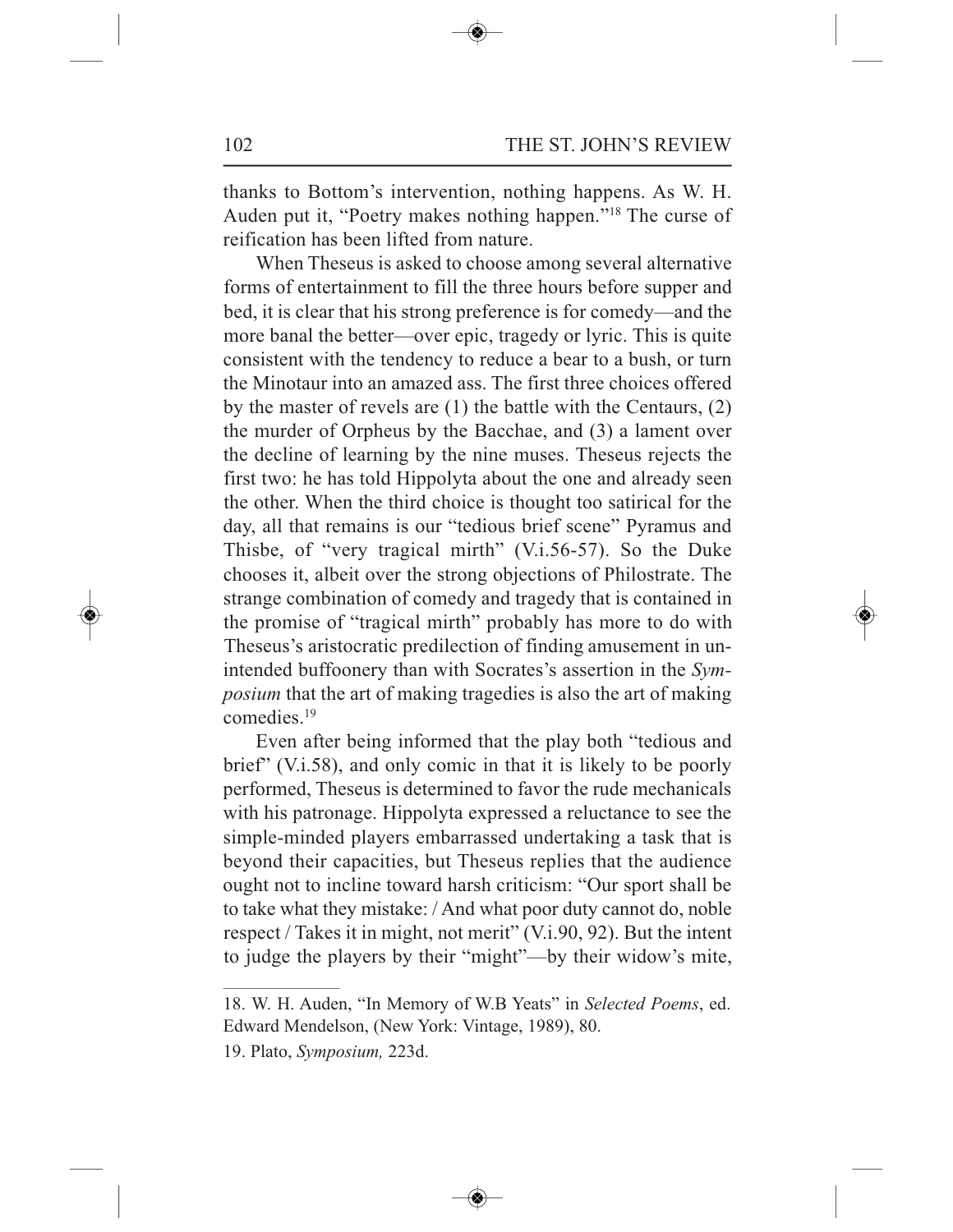thanks to Bottom's intervention, nothing happens. As W. H. Auden put it, "Poetry makes nothing happen."[18] The curse of reification has been lifted from nature.

When Theseus is asked to choose among several alternative forms of entertainment to fill the three hours before supper and bed, it is clear that his strong preference is for comedy—and the more banal the better—over epic, tragedy or lyric. This is quite consistent with the tendency to reduce a bear to a bush, or turn the Minotaur into an amazed ass. The first three choices offered by the master of revels are (1) the battle with the Centaurs, (2) the murder of Orpheus by the Bacchae, and (3) a lament over the decline of learning by the nine muses. Theseus rejects the first two: he has told Hippolyta about the one and already seen the other. When the third choice is thought too satirical for the day, all that remains is our "tedious brief scene" Pyramus and Thisbe, of "very tragical mirth" (V.i.56-57). So the Duke chooses it, albeit over the strong objections of Philostrate. The strange combination of comedy and tragedy that is contained in the promise of "tragical mirth" probably has more to do with Theseus's aristocratic predilection of finding amusement in unintended buffoonery than with Socrates's assertion in the *Symposium* that the art of making tragedies is also the art of making comedies.[19]

Even after being informed that the play both "tedious and brief" (V.i.58), and only comic in that it is likely to be poorly performed, Theseus is determined to favor the rude mechanicals with his patronage. Hippolyta expressed a reluctance to see the simple-minded players embarrassed undertaking a task that is beyond their capacities, but Theseus replies that the audience ought not to incline toward harsh criticism: "Our sport shall be to take what they mistake: / And what poor duty cannot do, noble respect / Takes it in might, not merit" (V.i.90, 92). But the intent to judge the players by their "might"—by their widow's mite,

---

18. W. H. Auden, "In Memory of W.B Yeats" in *Selected Poems*, ed. Edward Mendelson, (New York: Vintage, 1989), 80.

19. Plato, *Symposium,* 223d.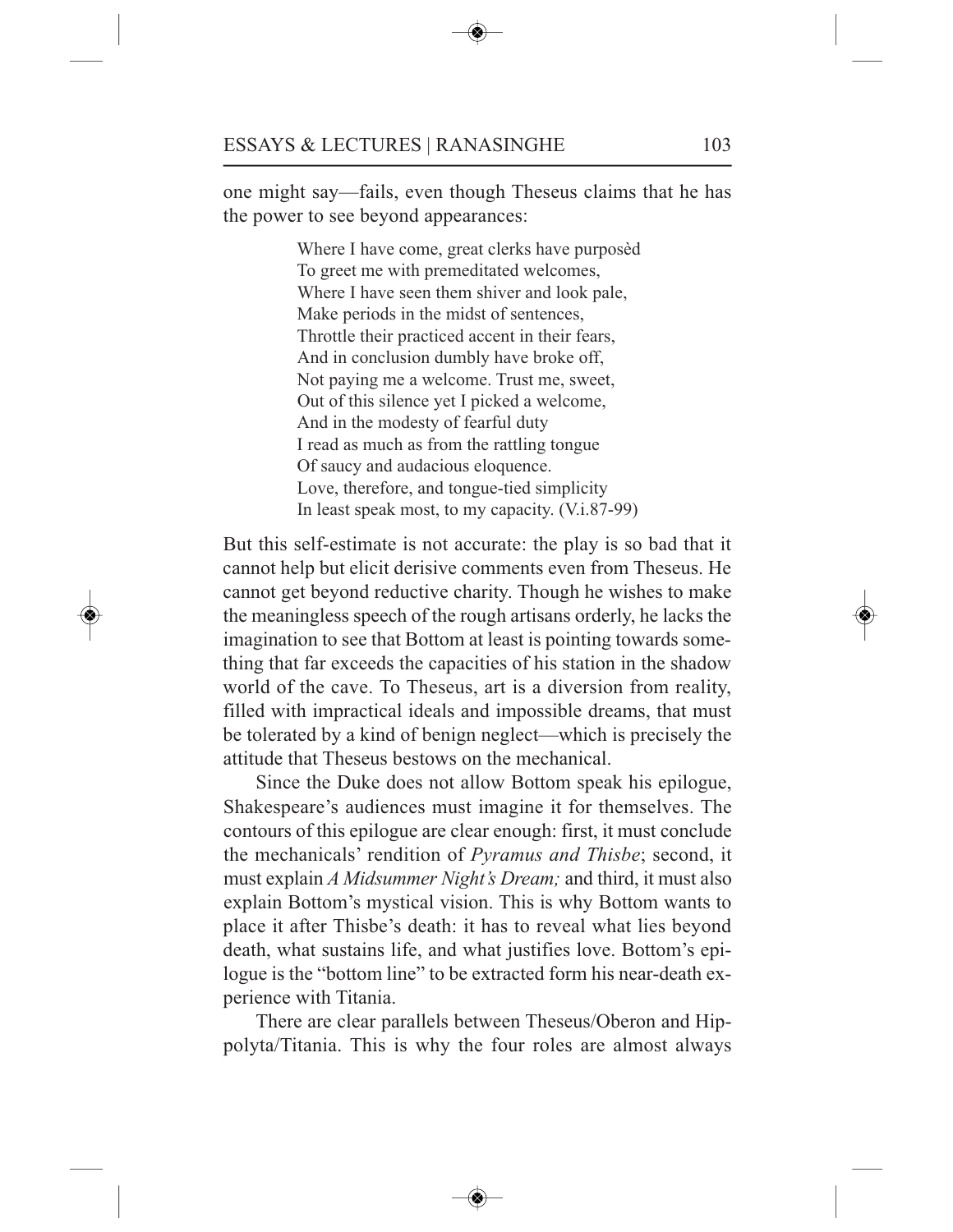one might say—fails, even though Theseus claims that he has the power to see beyond appearances:

> Where I have come, great clerks have purposèd
> To greet me with premeditated welcomes,
> Where I have seen them shiver and look pale,
> Make periods in the midst of sentences,
> Throttle their practiced accent in their fears,
> And in conclusion dumbly have broke off,
> Not paying me a welcome. Trust me, sweet,
> Out of this silence yet I picked a welcome,
> And in the modesty of fearful duty
> I read as much as from the rattling tongue
> Of saucy and audacious eloquence.
> Love, therefore, and tongue-tied simplicity
> In least speak most, to my capacity. (V.i.87-99)

But this self-estimate is not accurate: the play is so bad that it cannot help but elicit derisive comments even from Theseus. He cannot get beyond reductive charity. Though he wishes to make the meaningless speech of the rough artisans orderly, he lacks the imagination to see that Bottom at least is pointing towards something that far exceeds the capacities of his station in the shadow world of the cave. To Theseus, art is a diversion from reality, filled with impractical ideals and impossible dreams, that must be tolerated by a kind of benign neglect—which is precisely the attitude that Theseus bestows on the mechanical.

Since the Duke does not allow Bottom speak his epilogue, Shakespeare's audiences must imagine it for themselves. The contours of this epilogue are clear enough: first, it must conclude the mechanicals' rendition of *Pyramus and Thisbe*; second, it must explain *A Midsummer Night's Dream;* and third, it must also explain Bottom's mystical vision. This is why Bottom wants to place it after Thisbe's death: it has to reveal what lies beyond death, what sustains life, and what justifies love. Bottom's epilogue is the "bottom line" to be extracted form his near-death experience with Titania.

There are clear parallels between Theseus/Oberon and Hippolyta/Titania. This is why the four roles are almost always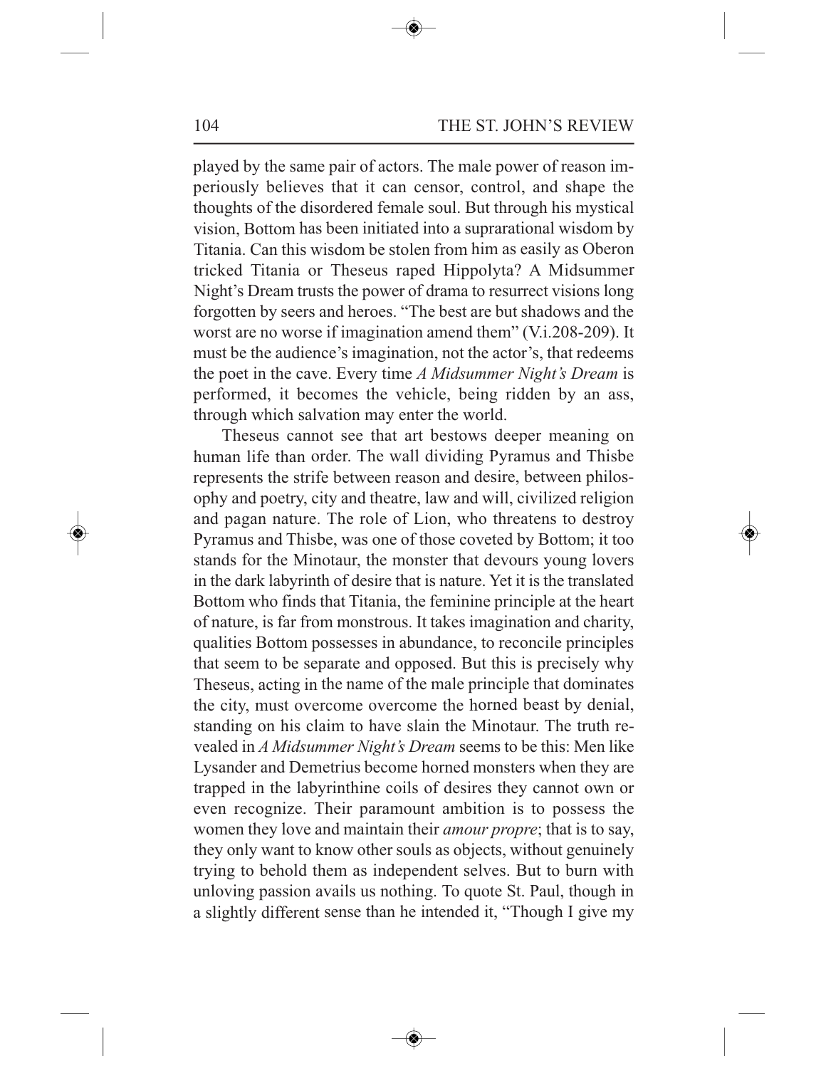played by the same pair of actors. The male power of reason imperiously believes that it can censor, control, and shape the thoughts of the disordered female soul. But through his mystical vision, Bottom has been initiated into a suprarational wisdom by Titania. Can this wisdom be stolen from him as easily as Oberon tricked Titania or Theseus raped Hippolyta? A Midsummer Night's Dream trusts the power of drama to resurrect visions long forgotten by seers and heroes. "The best are but shadows and the worst are no worse if imagination amend them" (V.i.208-209). It must be the audience's imagination, not the actor's, that redeems the poet in the cave. Every time *A Midsummer Night's Dream* is performed, it becomes the vehicle, being ridden by an ass, through which salvation may enter the world.

Theseus cannot see that art bestows deeper meaning on human life than order. The wall dividing Pyramus and Thisbe represents the strife between reason and desire, between philosophy and poetry, city and theatre, law and will, civilized religion and pagan nature. The role of Lion, who threatens to destroy Pyramus and Thisbe, was one of those coveted by Bottom; it too stands for the Minotaur, the monster that devours young lovers in the dark labyrinth of desire that is nature. Yet it is the translated Bottom who finds that Titania, the feminine principle at the heart of nature, is far from monstrous. It takes imagination and charity, qualities Bottom possesses in abundance, to reconcile principles that seem to be separate and opposed. But this is precisely why Theseus, acting in the name of the male principle that dominates the city, must overcome overcome the horned beast by denial, standing on his claim to have slain the Minotaur. The truth revealed in *A Midsummer Night's Dream* seems to be this: Men like Lysander and Demetrius become horned monsters when they are trapped in the labyrinthine coils of desires they cannot own or even recognize. Their paramount ambition is to possess the women they love and maintain their *amour propre*; that is to say, they only want to know other souls as objects, without genuinely trying to behold them as independent selves. But to burn with unloving passion avails us nothing. To quote St. Paul, though in a slightly different sense than he intended it, "Though I give my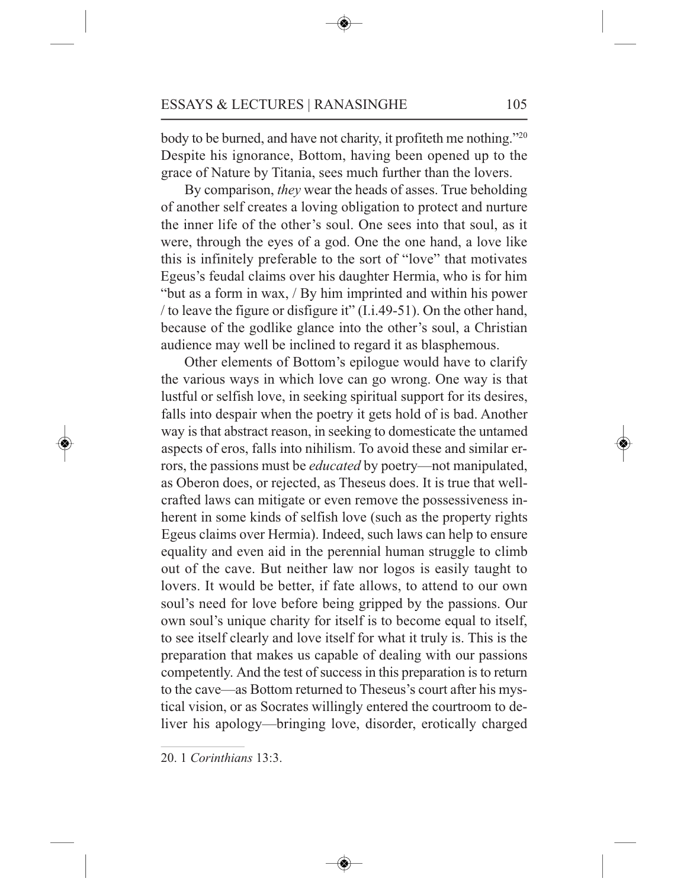body to be burned, and have not charity, it profiteth me nothing."[20] Despite his ignorance, Bottom, having been opened up to the grace of Nature by Titania, sees much further than the lovers.

By comparison, *they* wear the heads of asses. True beholding of another self creates a loving obligation to protect and nurture the inner life of the other's soul. One sees into that soul, as it were, through the eyes of a god. One the one hand, a love like this is infinitely preferable to the sort of "love" that motivates Egeus's feudal claims over his daughter Hermia, who is for him "but as a form in wax, / By him imprinted and within his power / to leave the figure or disfigure it" (I.i.49-51). On the other hand, because of the godlike glance into the other's soul, a Christian audience may well be inclined to regard it as blasphemous.

Other elements of Bottom's epilogue would have to clarify the various ways in which love can go wrong. One way is that lustful or selfish love, in seeking spiritual support for its desires, falls into despair when the poetry it gets hold of is bad. Another way is that abstract reason, in seeking to domesticate the untamed aspects of eros, falls into nihilism. To avoid these and similar errors, the passions must be *educated* by poetry—not manipulated, as Oberon does, or rejected, as Theseus does. It is true that well-crafted laws can mitigate or even remove the possessiveness inherent in some kinds of selfish love (such as the property rights Egeus claims over Hermia). Indeed, such laws can help to ensure equality and even aid in the perennial human struggle to climb out of the cave. But neither law nor logos is easily taught to lovers. It would be better, if fate allows, to attend to our own soul's need for love before being gripped by the passions. Our own soul's unique charity for itself is to become equal to itself, to see itself clearly and love itself for what it truly is. This is the preparation that makes us capable of dealing with our passions competently. And the test of success in this preparation is to return to the cave—as Bottom returned to Theseus's court after his mystical vision, or as Socrates willingly entered the courtroom to deliver his apology—bringing love, disorder, erotically charged

20. 1 *Corinthians* 13:3.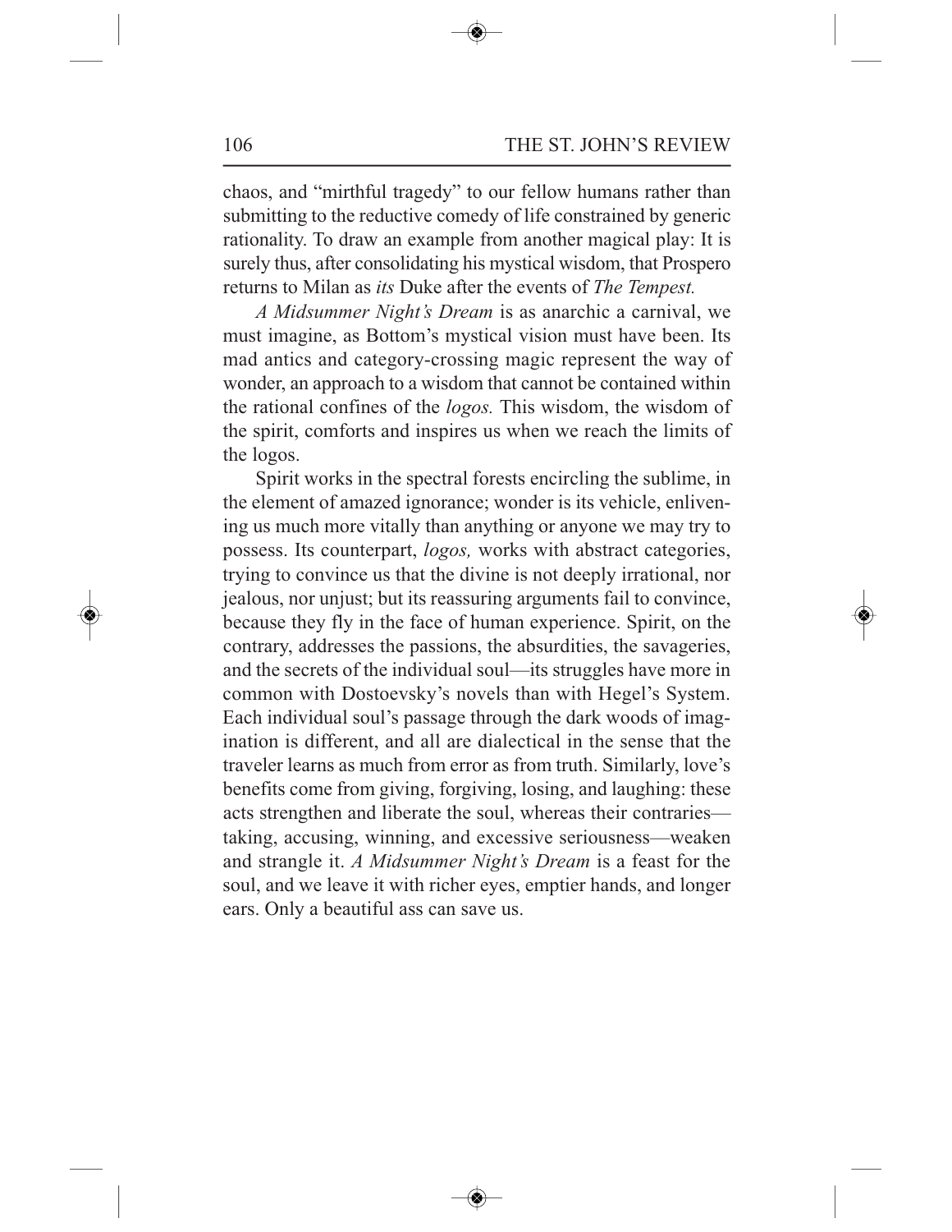chaos, and "mirthful tragedy" to our fellow humans rather than submitting to the reductive comedy of life constrained by generic rationality. To draw an example from another magical play: It is surely thus, after consolidating his mystical wisdom, that Prospero returns to Milan as *its* Duke after the events of *The Tempest.*

*A Midsummer Night's Dream* is as anarchic a carnival, we must imagine, as Bottom's mystical vision must have been. Its mad antics and category-crossing magic represent the way of wonder, an approach to a wisdom that cannot be contained within the rational confines of the *logos.* This wisdom, the wisdom of the spirit, comforts and inspires us when we reach the limits of the logos.

Spirit works in the spectral forests encircling the sublime, in the element of amazed ignorance; wonder is its vehicle, enlivening us much more vitally than anything or anyone we may try to possess. Its counterpart, *logos,* works with abstract categories, trying to convince us that the divine is not deeply irrational, nor jealous, nor unjust; but its reassuring arguments fail to convince, because they fly in the face of human experience. Spirit, on the contrary, addresses the passions, the absurdities, the savageries, and the secrets of the individual soul—its struggles have more in common with Dostoevsky's novels than with Hegel's System. Each individual soul's passage through the dark woods of imagination is different, and all are dialectical in the sense that the traveler learns as much from error as from truth. Similarly, love's benefits come from giving, forgiving, losing, and laughing: these acts strengthen and liberate the soul, whereas their contraries—taking, accusing, winning, and excessive seriousness—weaken and strangle it. *A Midsummer Night's Dream* is a feast for the soul, and we leave it with richer eyes, emptier hands, and longer ears. Only a beautiful ass can save us.